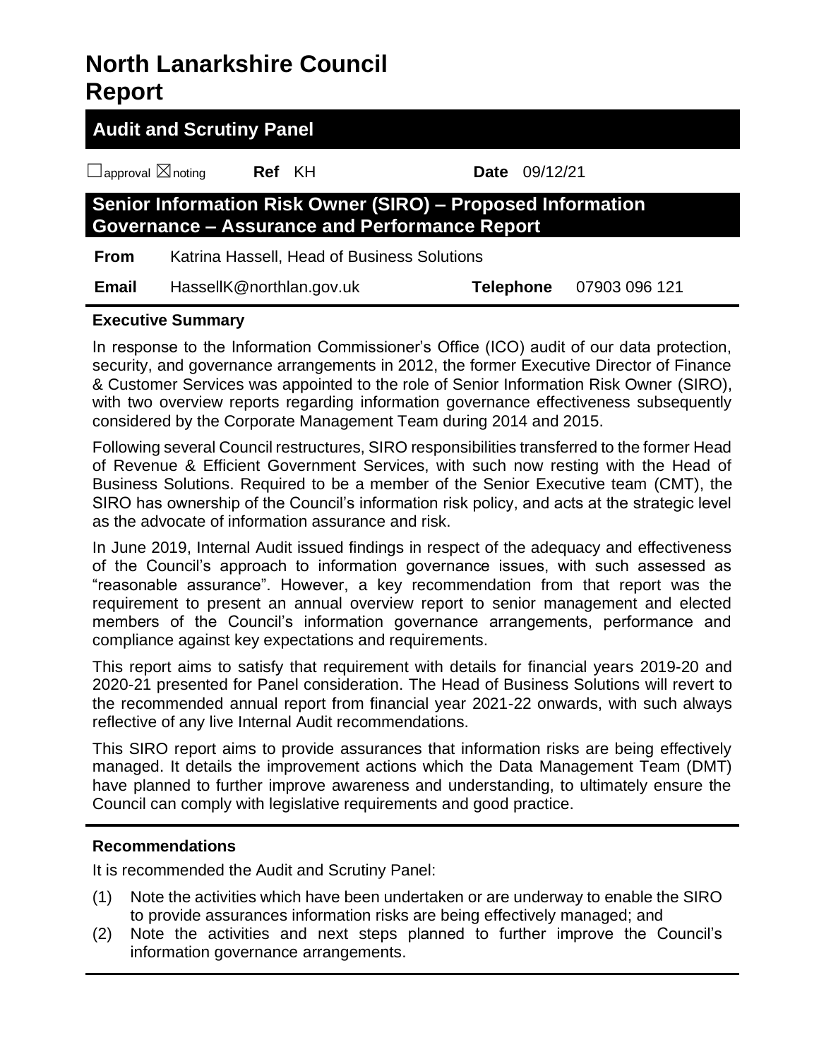# North Lanarkshire Council Report

## Audit and Scrutiny Panel

☐approval ☒noting **Ref** KH **Date** 09/12/21

## Senior Information Risk Owner (SIRO) – Proposed Information Governance – Assurance and Performance Report

| | | | |
|---|---|---|---|
| **From** | Katrina Hassell, Head of Business Solutions | | |
| **Email** | HassellK@northlan.gov.uk | **Telephone** | 07903 096 121 |

### Executive Summary

In response to the Information Commissioner's Office (ICO) audit of our data protection, security, and governance arrangements in 2012, the former Executive Director of Finance & Customer Services was appointed to the role of Senior Information Risk Owner (SIRO), with two overview reports regarding information governance effectiveness subsequently considered by the Corporate Management Team during 2014 and 2015.

Following several Council restructures, SIRO responsibilities transferred to the former Head of Revenue & Efficient Government Services, with such now resting with the Head of Business Solutions. Required to be a member of the Senior Executive team (CMT), the SIRO has ownership of the Council's information risk policy, and acts at the strategic level as the advocate of information assurance and risk.

In June 2019, Internal Audit issued findings in respect of the adequacy and effectiveness of the Council's approach to information governance issues, with such assessed as "reasonable assurance". However, a key recommendation from that report was the requirement to present an annual overview report to senior management and elected members of the Council's information governance arrangements, performance and compliance against key expectations and requirements.

This report aims to satisfy that requirement with details for financial years 2019-20 and 2020-21 presented for Panel consideration. The Head of Business Solutions will revert to the recommended annual report from financial year 2021-22 onwards, with such always reflective of any live Internal Audit recommendations.

This SIRO report aims to provide assurances that information risks are being effectively managed. It details the improvement actions which the Data Management Team (DMT) have planned to further improve awareness and understanding, to ultimately ensure the Council can comply with legislative requirements and good practice.

### Recommendations

It is recommended the Audit and Scrutiny Panel:

(1) Note the activities which have been undertaken or are underway to enable the SIRO to provide assurances information risks are being effectively managed; and

(2) Note the activities and next steps planned to further improve the Council's information governance arrangements.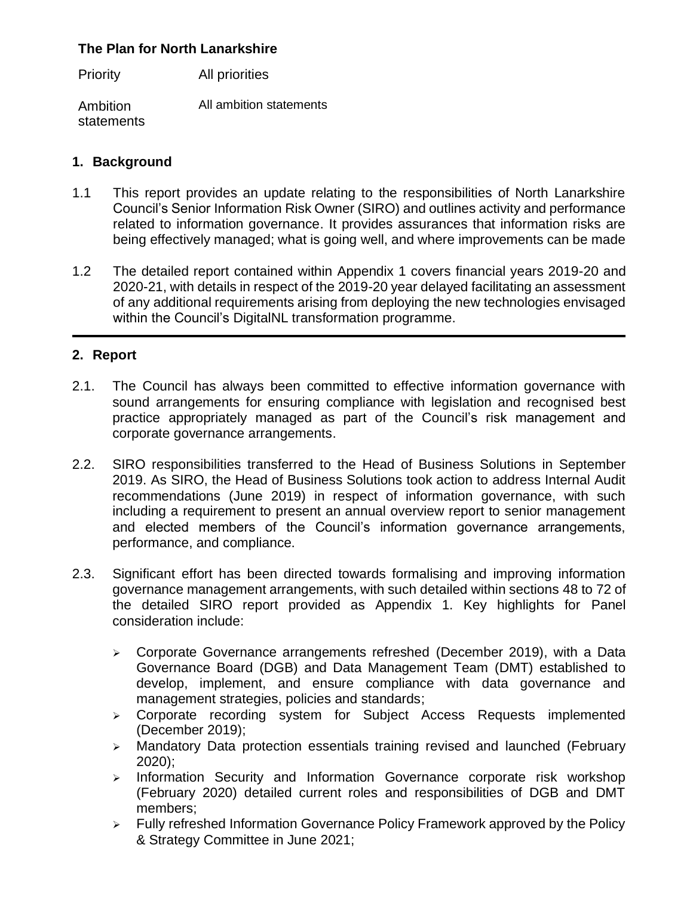**The Plan for North Lanarkshire**

| | |
|---|---|
| Priority | All priorities |
| Ambition statements | All ambition statements |

## 1. Background

1.1 This report provides an update relating to the responsibilities of North Lanarkshire Council's Senior Information Risk Owner (SIRO) and outlines activity and performance related to information governance. It provides assurances that information risks are being effectively managed; what is going well, and where improvements can be made

1.2 The detailed report contained within Appendix 1 covers financial years 2019-20 and 2020-21, with details in respect of the 2019-20 year delayed facilitating an assessment of any additional requirements arising from deploying the new technologies envisaged within the Council's DigitalNL transformation programme.

## 2. Report

2.1. The Council has always been committed to effective information governance with sound arrangements for ensuring compliance with legislation and recognised best practice appropriately managed as part of the Council's risk management and corporate governance arrangements.

2.2. SIRO responsibilities transferred to the Head of Business Solutions in September 2019. As SIRO, the Head of Business Solutions took action to address Internal Audit recommendations (June 2019) in respect of information governance, with such including a requirement to present an annual overview report to senior management and elected members of the Council's information governance arrangements, performance, and compliance.

2.3. Significant effort has been directed towards formalising and improving information governance management arrangements, with such detailed within sections 48 to 72 of the detailed SIRO report provided as Appendix 1. Key highlights for Panel consideration include:

- Corporate Governance arrangements refreshed (December 2019), with a Data Governance Board (DGB) and Data Management Team (DMT) established to develop, implement, and ensure compliance with data governance and management strategies, policies and standards;
- Corporate recording system for Subject Access Requests implemented (December 2019);
- Mandatory Data protection essentials training revised and launched (February 2020);
- Information Security and Information Governance corporate risk workshop (February 2020) detailed current roles and responsibilities of DGB and DMT members;
- Fully refreshed Information Governance Policy Framework approved by the Policy & Strategy Committee in June 2021;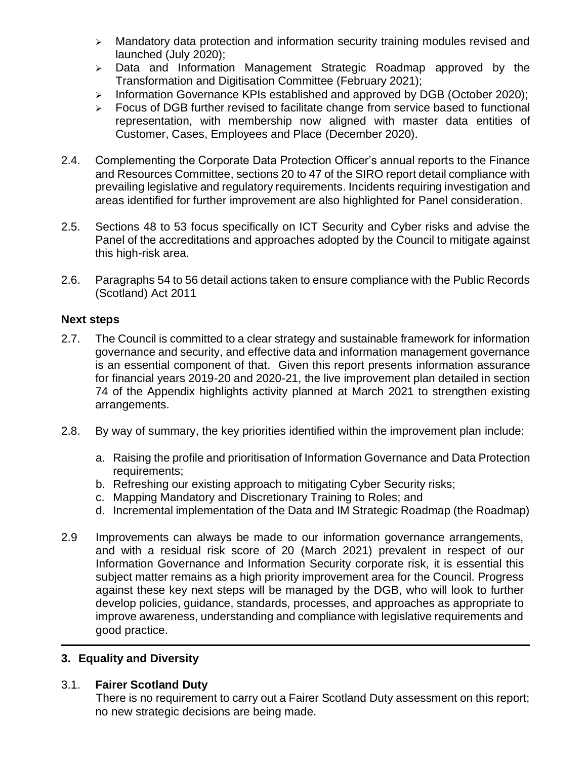- Mandatory data protection and information security training modules revised and launched (July 2020);
- Data and Information Management Strategic Roadmap approved by the Transformation and Digitisation Committee (February 2021);
- Information Governance KPIs established and approved by DGB (October 2020);
- Focus of DGB further revised to facilitate change from service based to functional representation, with membership now aligned with master data entities of Customer, Cases, Employees and Place (December 2020).

2.4. Complementing the Corporate Data Protection Officer's annual reports to the Finance and Resources Committee, sections 20 to 47 of the SIRO report detail compliance with prevailing legislative and regulatory requirements. Incidents requiring investigation and areas identified for further improvement are also highlighted for Panel consideration.

2.5. Sections 48 to 53 focus specifically on ICT Security and Cyber risks and advise the Panel of the accreditations and approaches adopted by the Council to mitigate against this high-risk area.

2.6. Paragraphs 54 to 56 detail actions taken to ensure compliance with the Public Records (Scotland) Act 2011

**Next steps**

2.7. The Council is committed to a clear strategy and sustainable framework for information governance and security, and effective data and information management governance is an essential component of that. Given this report presents information assurance for financial years 2019-20 and 2020-21, the live improvement plan detailed in section 74 of the Appendix highlights activity planned at March 2021 to strengthen existing arrangements.

2.8. By way of summary, the key priorities identified within the improvement plan include:

a. Raising the profile and prioritisation of Information Governance and Data Protection requirements;
b. Refreshing our existing approach to mitigating Cyber Security risks;
c. Mapping Mandatory and Discretionary Training to Roles; and
d. Incremental implementation of the Data and IM Strategic Roadmap (the Roadmap)

2.9 Improvements can always be made to our information governance arrangements, and with a residual risk score of 20 (March 2021) prevalent in respect of our Information Governance and Information Security corporate risk, it is essential this subject matter remains as a high priority improvement area for the Council. Progress against these key next steps will be managed by the DGB, who will look to further develop policies, guidance, standards, processes, and approaches as appropriate to improve awareness, understanding and compliance with legislative requirements and good practice.

## 3. Equality and Diversity

### 3.1. Fairer Scotland Duty

There is no requirement to carry out a Fairer Scotland Duty assessment on this report; no new strategic decisions are being made.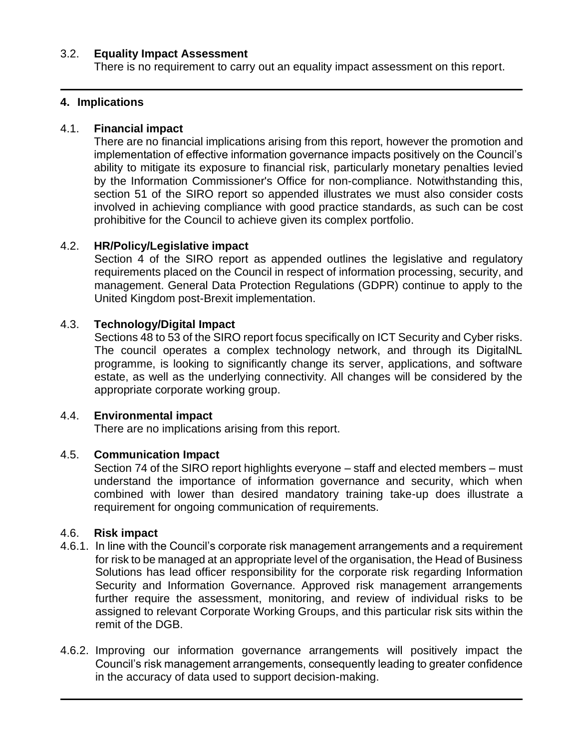### 3.2. **Equality Impact Assessment**

There is no requirement to carry out an equality impact assessment on this report.

---

## 4. Implications

### 4.1. **Financial impact**

There are no financial implications arising from this report, however the promotion and implementation of effective information governance impacts positively on the Council's ability to mitigate its exposure to financial risk, particularly monetary penalties levied by the Information Commissioner's Office for non-compliance. Notwithstanding this, section 51 of the SIRO report so appended illustrates we must also consider costs involved in achieving compliance with good practice standards, as such can be cost prohibitive for the Council to achieve given its complex portfolio.

### 4.2. **HR/Policy/Legislative impact**

Section 4 of the SIRO report as appended outlines the legislative and regulatory requirements placed on the Council in respect of information processing, security, and management. General Data Protection Regulations (GDPR) continue to apply to the United Kingdom post-Brexit implementation.

### 4.3. **Technology/Digital Impact**

Sections 48 to 53 of the SIRO report focus specifically on ICT Security and Cyber risks. The council operates a complex technology network, and through its DigitalNL programme, is looking to significantly change its server, applications, and software estate, as well as the underlying connectivity. All changes will be considered by the appropriate corporate working group.

### 4.4. **Environmental impact**

There are no implications arising from this report.

### 4.5. **Communication Impact**

Section 74 of the SIRO report highlights everyone – staff and elected members – must understand the importance of information governance and security, which when combined with lower than desired mandatory training take-up does illustrate a requirement for ongoing communication of requirements.

### 4.6. **Risk impact**

4.6.1. In line with the Council's corporate risk management arrangements and a requirement for risk to be managed at an appropriate level of the organisation, the Head of Business Solutions has lead officer responsibility for the corporate risk regarding Information Security and Information Governance. Approved risk management arrangements further require the assessment, monitoring, and review of individual risks to be assigned to relevant Corporate Working Groups, and this particular risk sits within the remit of the DGB.

4.6.2. Improving our information governance arrangements will positively impact the Council's risk management arrangements, consequently leading to greater confidence in the accuracy of data used to support decision-making.

---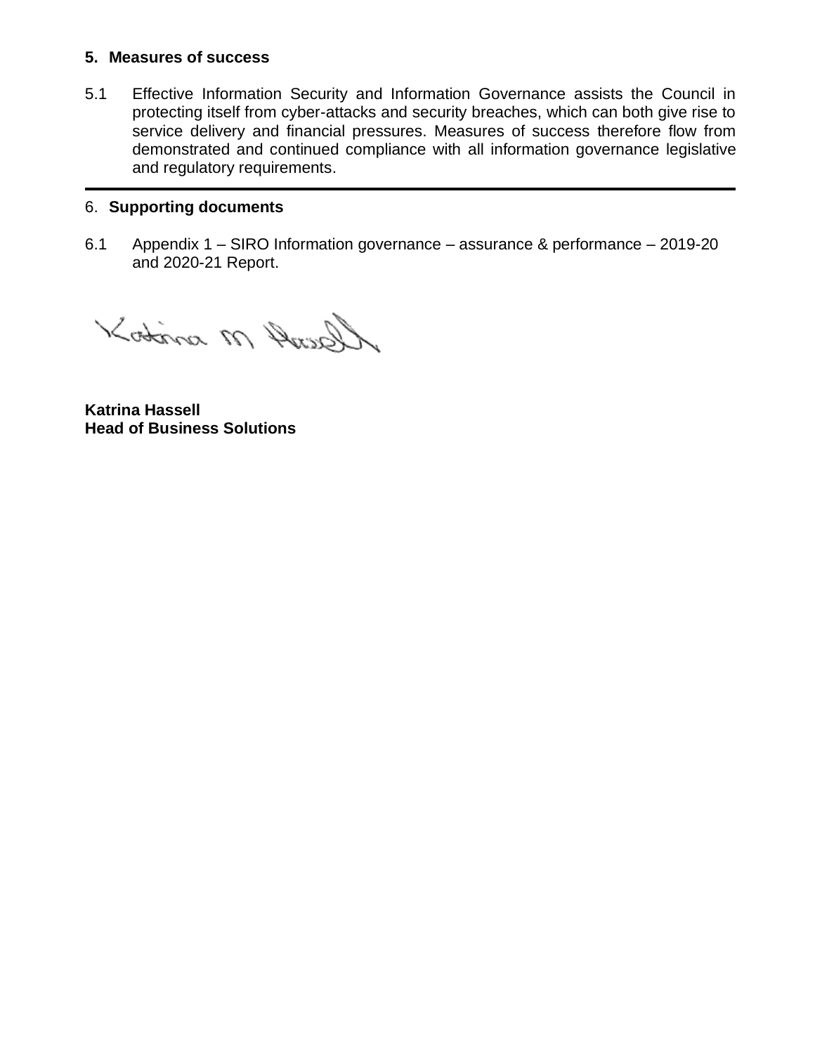## 5. Measures of success

5.1 Effective Information Security and Information Governance assists the Council in protecting itself from cyber-attacks and security breaches, which can both give rise to service delivery and financial pressures. Measures of success therefore flow from demonstrated and continued compliance with all information governance legislative and regulatory requirements.

---

## 6. Supporting documents

6.1 Appendix 1 – SIRO Information governance – assurance & performance – 2019-20 and 2020-21 Report.

**Katrina Hassell**
**Head of Business Solutions**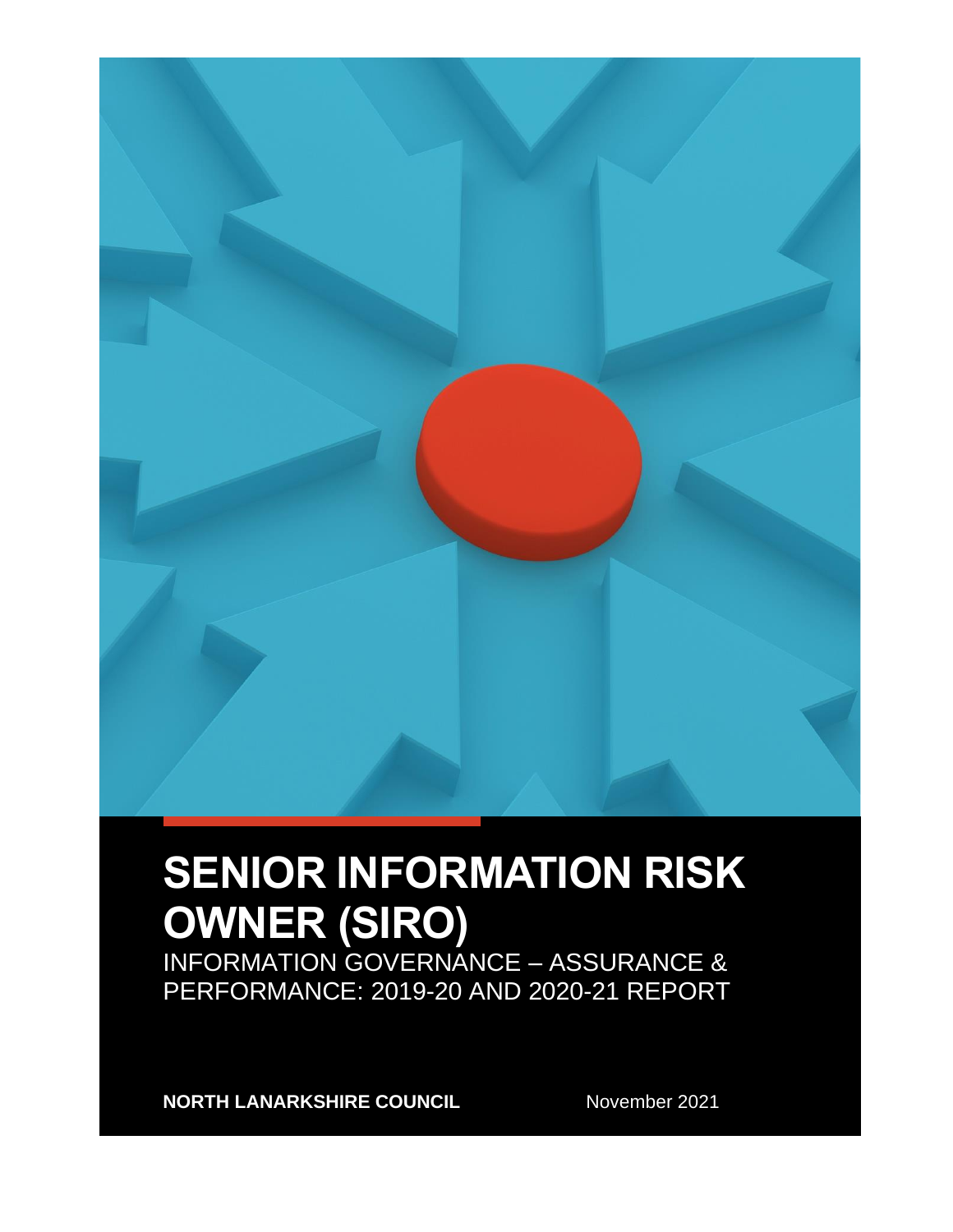# SENIOR INFORMATION RISK OWNER (SIRO)

INFORMATION GOVERNANCE – ASSURANCE & PERFORMANCE: 2019-20 AND 2020-21 REPORT

**NORTH LANARKSHIRE COUNCIL** November 2021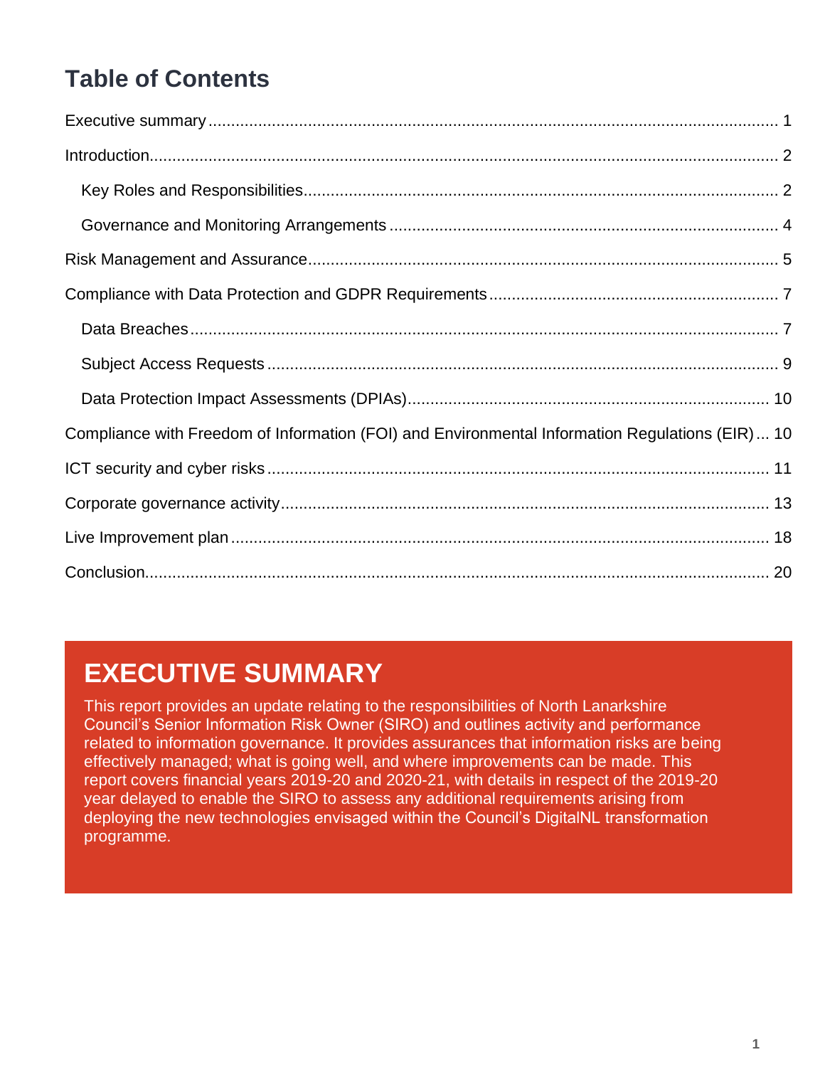# Table of Contents

Executive summary ........ 1

Introduction ........ 2

- Key Roles and Responsibilities ........ 2
- Governance and Monitoring Arrangements ........ 4

Risk Management and Assurance ........ 5

Compliance with Data Protection and GDPR Requirements ........ 7

- Data Breaches ........ 7
- Subject Access Requests ........ 9
- Data Protection Impact Assessments (DPIAs) ........ 10

Compliance with Freedom of Information (FOI) and Environmental Information Regulations (EIR) ... 10

ICT security and cyber risks ........ 11

Corporate governance activity ........ 13

Live Improvement plan ........ 18

Conclusion ........ 20

## EXECUTIVE SUMMARY

This report provides an update relating to the responsibilities of North Lanarkshire Council's Senior Information Risk Owner (SIRO) and outlines activity and performance related to information governance. It provides assurances that information risks are being effectively managed; what is going well, and where improvements can be made. This report covers financial years 2019-20 and 2020-21, with details in respect of the 2019-20 year delayed to enable the SIRO to assess any additional requirements arising from deploying the new technologies envisaged within the Council's DigitalNL transformation programme.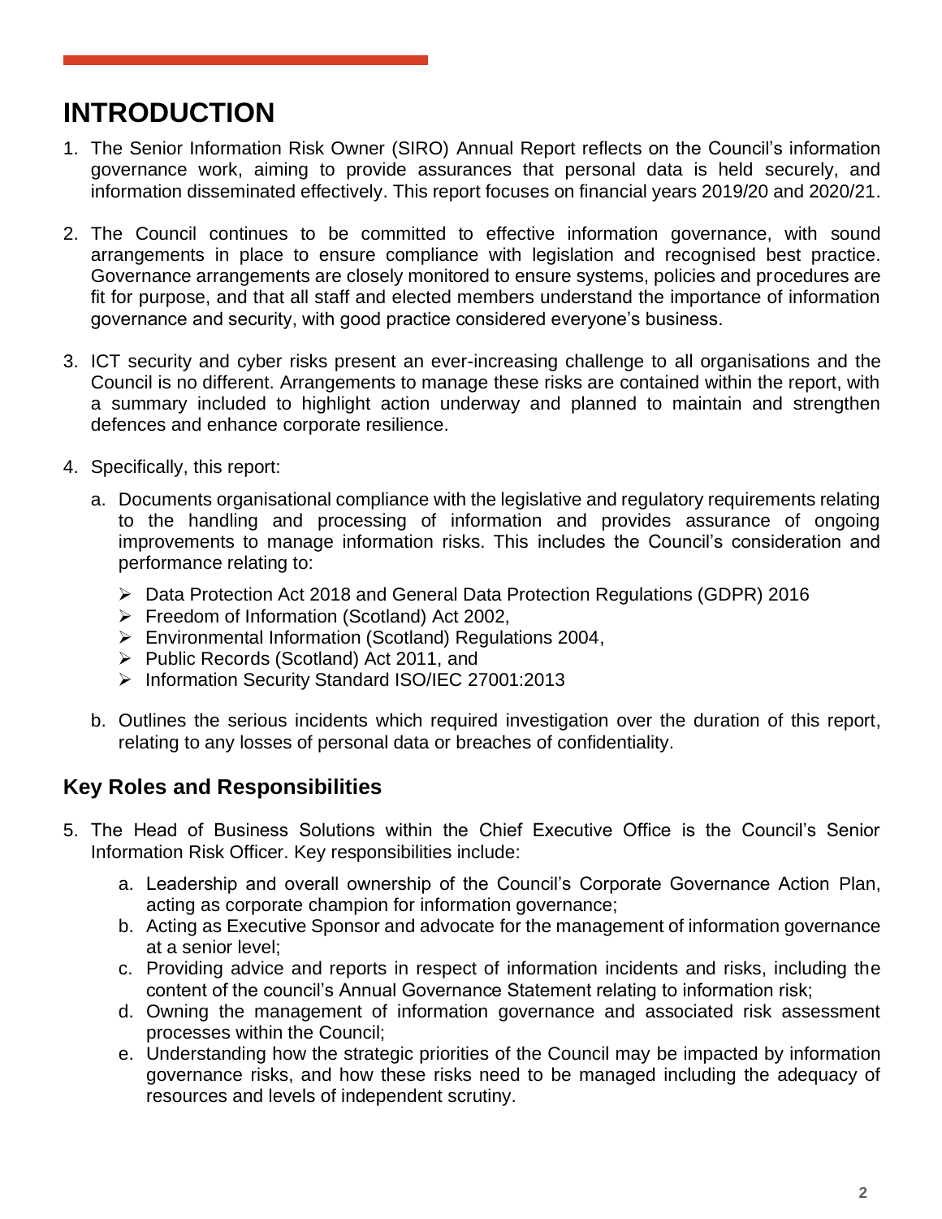# INTRODUCTION

1. The Senior Information Risk Owner (SIRO) Annual Report reflects on the Council's information governance work, aiming to provide assurances that personal data is held securely, and information disseminated effectively. This report focuses on financial years 2019/20 and 2020/21.

2. The Council continues to be committed to effective information governance, with sound arrangements in place to ensure compliance with legislation and recognised best practice. Governance arrangements are closely monitored to ensure systems, policies and procedures are fit for purpose, and that all staff and elected members understand the importance of information governance and security, with good practice considered everyone's business.

3. ICT security and cyber risks present an ever-increasing challenge to all organisations and the Council is no different. Arrangements to manage these risks are contained within the report, with a summary included to highlight action underway and planned to maintain and strengthen defences and enhance corporate resilience.

4. Specifically, this report:

   a. Documents organisational compliance with the legislative and regulatory requirements relating to the handling and processing of information and provides assurance of ongoing improvements to manage information risks. This includes the Council's consideration and performance relating to:

      - Data Protection Act 2018 and General Data Protection Regulations (GDPR) 2016
      - Freedom of Information (Scotland) Act 2002,
      - Environmental Information (Scotland) Regulations 2004,
      - Public Records (Scotland) Act 2011, and
      - Information Security Standard ISO/IEC 27001:2013

   b. Outlines the serious incidents which required investigation over the duration of this report, relating to any losses of personal data or breaches of confidentiality.

## Key Roles and Responsibilities

5. The Head of Business Solutions within the Chief Executive Office is the Council's Senior Information Risk Officer. Key responsibilities include:

   a. Leadership and overall ownership of the Council's Corporate Governance Action Plan, acting as corporate champion for information governance;
   b. Acting as Executive Sponsor and advocate for the management of information governance at a senior level;
   c. Providing advice and reports in respect of information incidents and risks, including the content of the council's Annual Governance Statement relating to information risk;
   d. Owning the management of information governance and associated risk assessment processes within the Council;
   e. Understanding how the strategic priorities of the Council may be impacted by information governance risks, and how these risks need to be managed including the adequacy of resources and levels of independent scrutiny.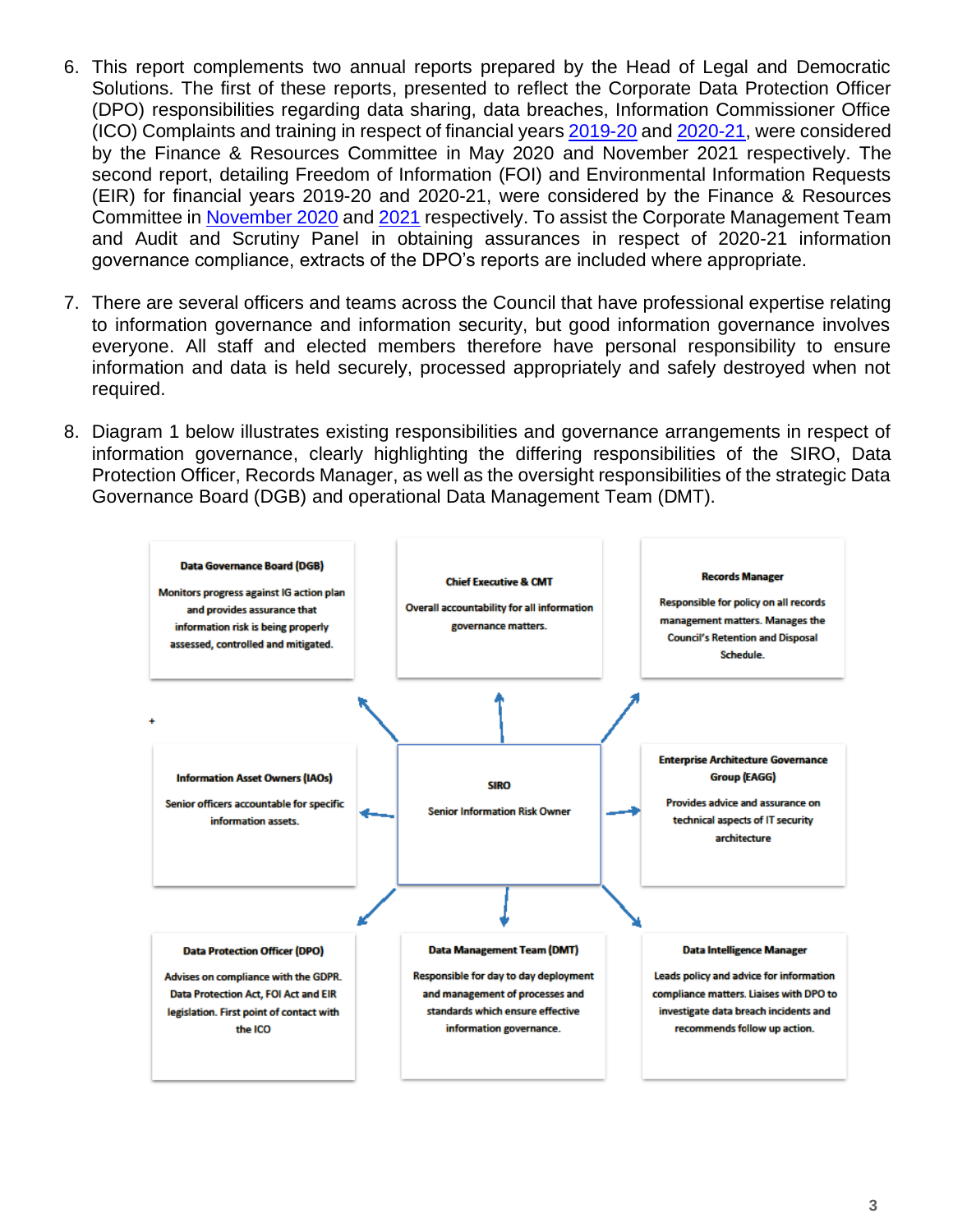6. This report complements two annual reports prepared by the Head of Legal and Democratic Solutions. The first of these reports, presented to reflect the Corporate Data Protection Officer (DPO) responsibilities regarding data sharing, data breaches, Information Commissioner Office (ICO) Complaints and training in respect of financial years 2019-20 and 2020-21, were considered by the Finance & Resources Committee in May 2020 and November 2021 respectively. The second report, detailing Freedom of Information (FOI) and Environmental Information Requests (EIR) for financial years 2019-20 and 2020-21, were considered by the Finance & Resources Committee in November 2020 and 2021 respectively. To assist the Corporate Management Team and Audit and Scrutiny Panel in obtaining assurances in respect of 2020-21 information governance compliance, extracts of the DPO's reports are included where appropriate.

7. There are several officers and teams across the Council that have professional expertise relating to information governance and information security, but good information governance involves everyone. All staff and elected members therefore have personal responsibility to ensure information and data is held securely, processed appropriately and safely destroyed when not required.

8. Diagram 1 below illustrates existing responsibilities and governance arrangements in respect of information governance, clearly highlighting the differing responsibilities of the SIRO, Data Protection Officer, Records Manager, as well as the oversight responsibilities of the strategic Data Governance Board (DGB) and operational Data Management Team (DMT).

**SIRO** – Senior Information Risk Owner

- **Data Governance Board (DGB)** – Monitors progress against IG action plan and provides assurance that information risk is being properly assessed, controlled and mitigated.
- **Chief Executive & CMT** – Overall accountability for all information governance matters.
- **Records Manager** – Responsible for policy on all records management matters. Manages the Council's Retention and Disposal Schedule.
- **Information Asset Owners (IAOs)** – Senior officers accountable for specific information assets.
- **Enterprise Architecture Governance Group (EAGG)** – Provides advice and assurance on technical aspects of IT security architecture
- **Data Protection Officer (DPO)** – Advises on compliance with the GDPR. Data Protection Act, FOI Act and EIR legislation. First point of contact with the ICO
- **Data Management Team (DMT)** – Responsible for day to day deployment and management of processes and standards which ensure effective information governance.
- **Data Intelligence Manager** – Leads policy and advice for information compliance matters. Liaises with DPO to investigate data breach incidents and recommends follow up action.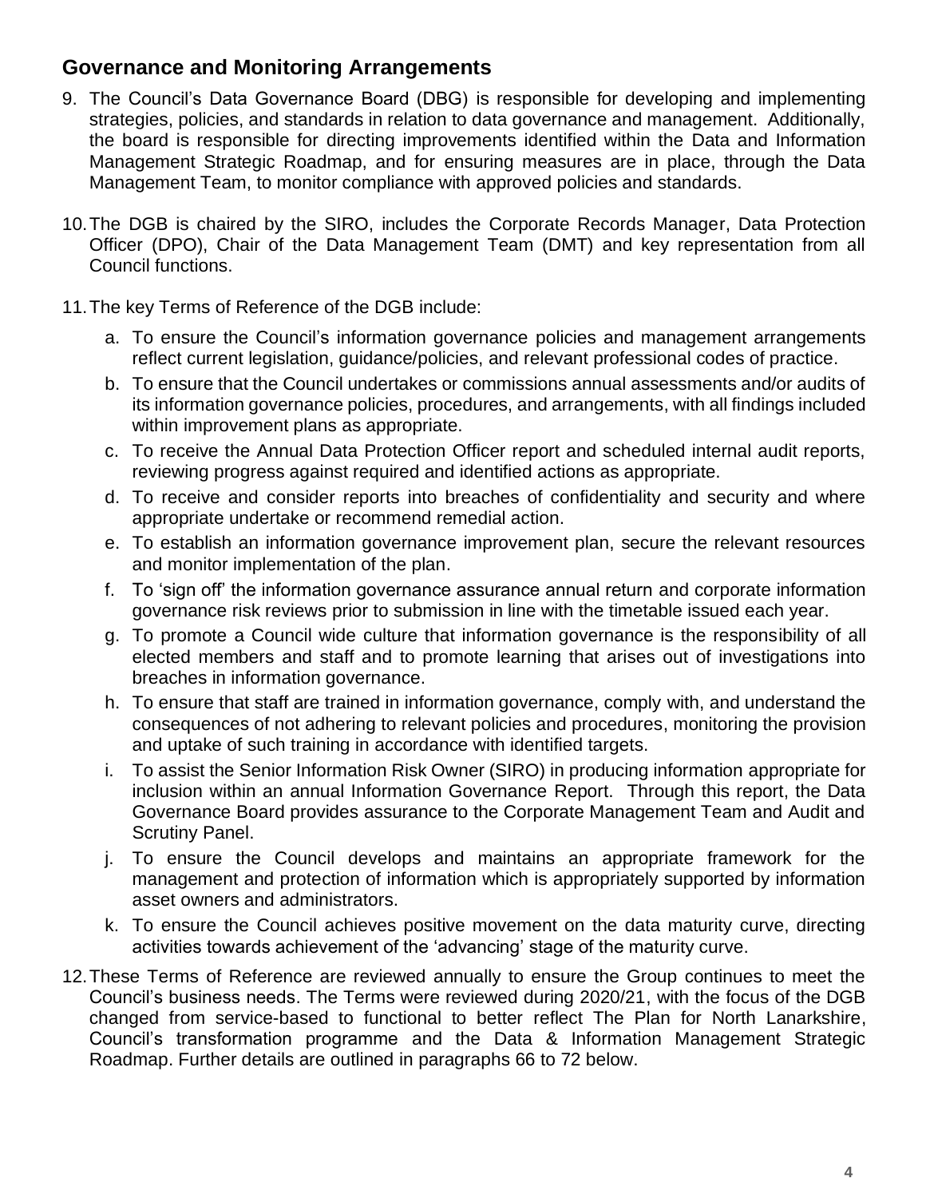## Governance and Monitoring Arrangements

9. The Council's Data Governance Board (DBG) is responsible for developing and implementing strategies, policies, and standards in relation to data governance and management. Additionally, the board is responsible for directing improvements identified within the Data and Information Management Strategic Roadmap, and for ensuring measures are in place, through the Data Management Team, to monitor compliance with approved policies and standards.

10. The DGB is chaired by the SIRO, includes the Corporate Records Manager, Data Protection Officer (DPO), Chair of the Data Management Team (DMT) and key representation from all Council functions.

11. The key Terms of Reference of the DGB include:

    a. To ensure the Council's information governance policies and management arrangements reflect current legislation, guidance/policies, and relevant professional codes of practice.
    b. To ensure that the Council undertakes or commissions annual assessments and/or audits of its information governance policies, procedures, and arrangements, with all findings included within improvement plans as appropriate.
    c. To receive the Annual Data Protection Officer report and scheduled internal audit reports, reviewing progress against required and identified actions as appropriate.
    d. To receive and consider reports into breaches of confidentiality and security and where appropriate undertake or recommend remedial action.
    e. To establish an information governance improvement plan, secure the relevant resources and monitor implementation of the plan.
    f. To 'sign off' the information governance assurance annual return and corporate information governance risk reviews prior to submission in line with the timetable issued each year.
    g. To promote a Council wide culture that information governance is the responsibility of all elected members and staff and to promote learning that arises out of investigations into breaches in information governance.
    h. To ensure that staff are trained in information governance, comply with, and understand the consequences of not adhering to relevant policies and procedures, monitoring the provision and uptake of such training in accordance with identified targets.
    i. To assist the Senior Information Risk Owner (SIRO) in producing information appropriate for inclusion within an annual Information Governance Report. Through this report, the Data Governance Board provides assurance to the Corporate Management Team and Audit and Scrutiny Panel.
    j. To ensure the Council develops and maintains an appropriate framework for the management and protection of information which is appropriately supported by information asset owners and administrators.
    k. To ensure the Council achieves positive movement on the data maturity curve, directing activities towards achievement of the 'advancing' stage of the maturity curve.

12. These Terms of Reference are reviewed annually to ensure the Group continues to meet the Council's business needs. The Terms were reviewed during 2020/21, with the focus of the DGB changed from service-based to functional to better reflect The Plan for North Lanarkshire, Council's transformation programme and the Data & Information Management Strategic Roadmap. Further details are outlined in paragraphs 66 to 72 below.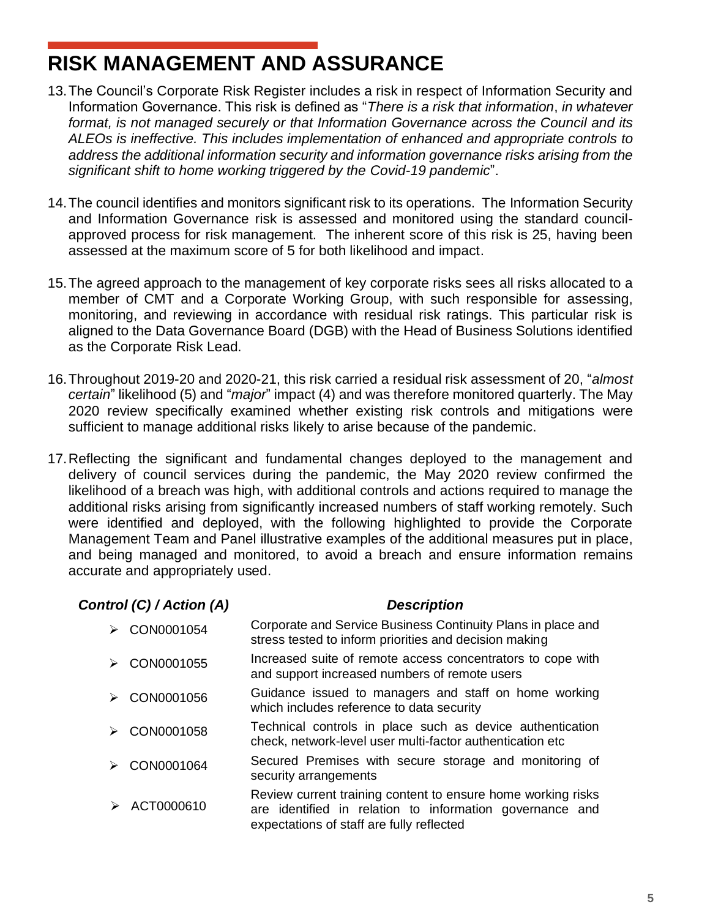# RISK MANAGEMENT AND ASSURANCE

13. The Council's Corporate Risk Register includes a risk in respect of Information Security and Information Governance. This risk is defined as "*There is a risk that information, in whatever format, is not managed securely or that Information Governance across the Council and its ALEOs is ineffective. This includes implementation of enhanced and appropriate controls to address the additional information security and information governance risks arising from the significant shift to home working triggered by the Covid-19 pandemic*".

14. The council identifies and monitors significant risk to its operations. The Information Security and Information Governance risk is assessed and monitored using the standard council-approved process for risk management. The inherent score of this risk is 25, having been assessed at the maximum score of 5 for both likelihood and impact.

15. The agreed approach to the management of key corporate risks sees all risks allocated to a member of CMT and a Corporate Working Group, with such responsible for assessing, monitoring, and reviewing in accordance with residual risk ratings. This particular risk is aligned to the Data Governance Board (DGB) with the Head of Business Solutions identified as the Corporate Risk Lead.

16. Throughout 2019-20 and 2020-21, this risk carried a residual risk assessment of 20, "*almost certain*" likelihood (5) and "*major*" impact (4) and was therefore monitored quarterly. The May 2020 review specifically examined whether existing risk controls and mitigations were sufficient to manage additional risks likely to arise because of the pandemic.

17. Reflecting the significant and fundamental changes deployed to the management and delivery of council services during the pandemic, the May 2020 review confirmed the likelihood of a breach was high, with additional controls and actions required to manage the additional risks arising from significantly increased numbers of staff working remotely. Such were identified and deployed, with the following highlighted to provide the Corporate Management Team and Panel illustrative examples of the additional measures put in place, and being managed and monitored, to avoid a breach and ensure information remains accurate and appropriately used.

| ***Control (C) / Action (A)*** | ***Description*** |
|---|---|
| ➢ CON0001054 | Corporate and Service Business Continuity Plans in place and stress tested to inform priorities and decision making |
| ➢ CON0001055 | Increased suite of remote access concentrators to cope with and support increased numbers of remote users |
| ➢ CON0001056 | Guidance issued to managers and staff on home working which includes reference to data security |
| ➢ CON0001058 | Technical controls in place such as device authentication check, network-level user multi-factor authentication etc |
| ➢ CON0001064 | Secured Premises with secure storage and monitoring of security arrangements |
| ➢ ACT0000610 | Review current training content to ensure home working risks are identified in relation to information governance and expectations of staff are fully reflected |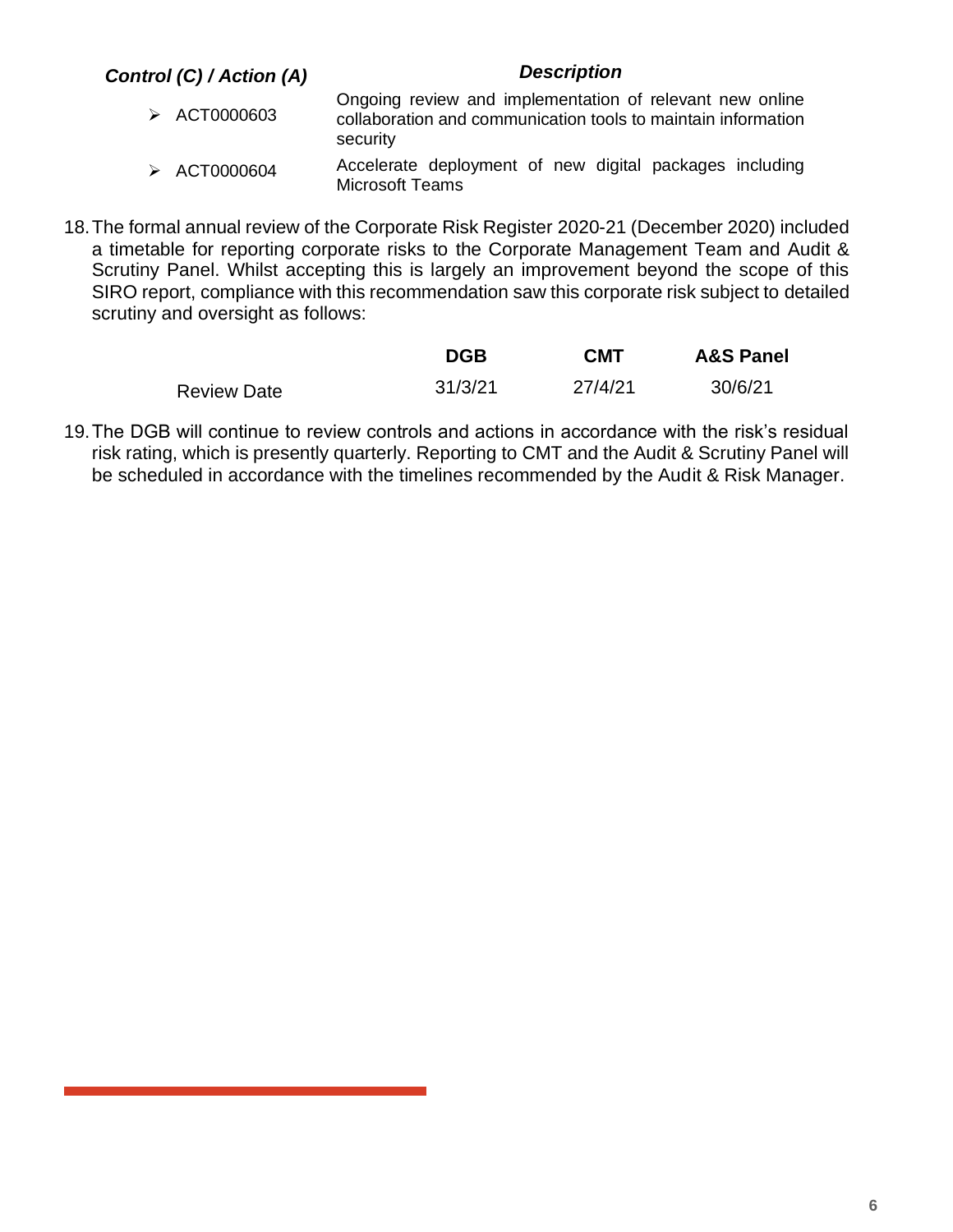| Control (C) / Action (A) | Description |
|---|---|
| ➢ ACT0000603 | Ongoing review and implementation of relevant new online collaboration and communication tools to maintain information security |
| ➢ ACT0000604 | Accelerate deployment of new digital packages including Microsoft Teams |

18. The formal annual review of the Corporate Risk Register 2020-21 (December 2020) included a timetable for reporting corporate risks to the Corporate Management Team and Audit & Scrutiny Panel. Whilst accepting this is largely an improvement beyond the scope of this SIRO report, compliance with this recommendation saw this corporate risk subject to detailed scrutiny and oversight as follows:

| | DGB | CMT | A&S Panel |
|---|---|---|---|
| Review Date | 31/3/21 | 27/4/21 | 30/6/21 |

19. The DGB will continue to review controls and actions in accordance with the risk's residual risk rating, which is presently quarterly. Reporting to CMT and the Audit & Scrutiny Panel will be scheduled in accordance with the timelines recommended by the Audit & Risk Manager.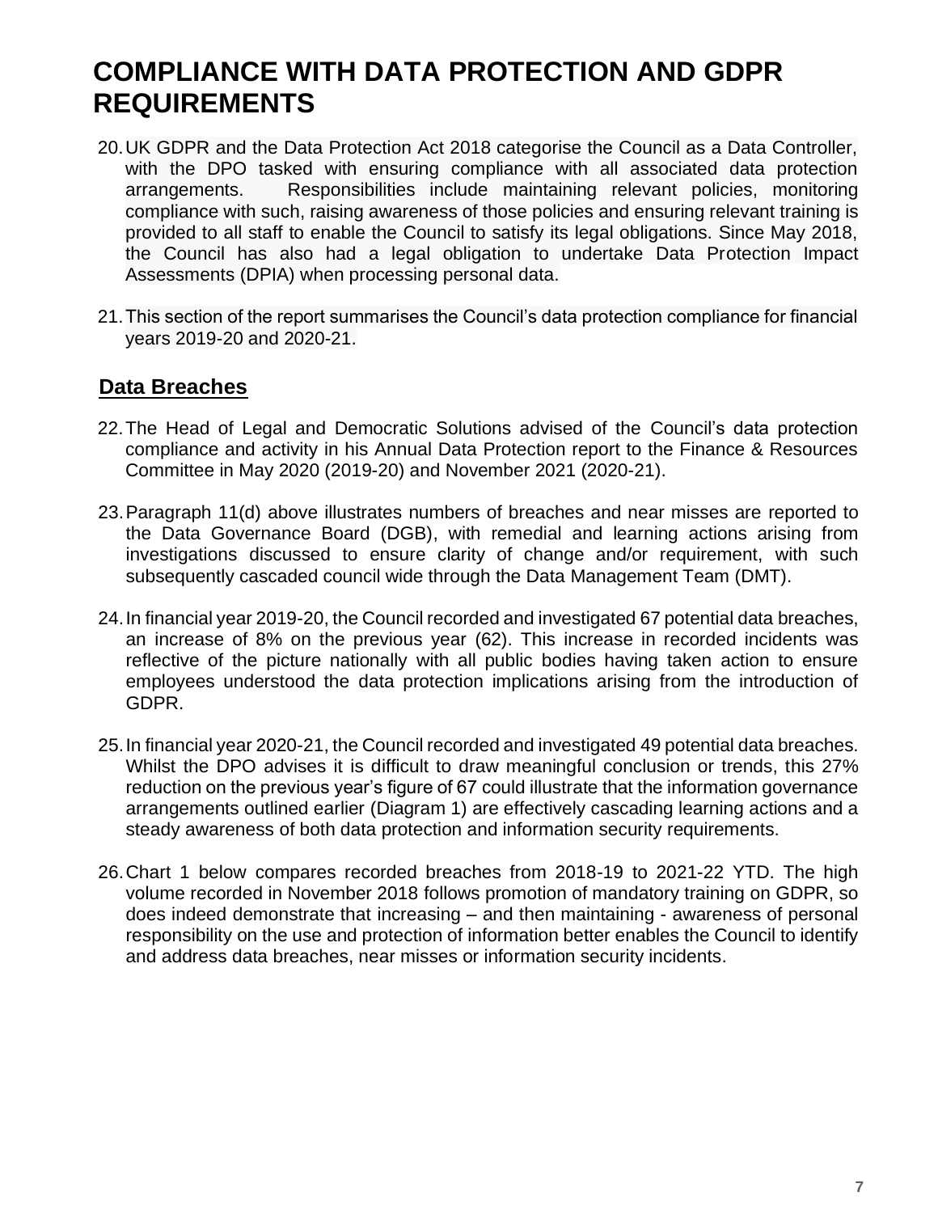# COMPLIANCE WITH DATA PROTECTION AND GDPR REQUIREMENTS

20. UK GDPR and the Data Protection Act 2018 categorise the Council as a Data Controller, with the DPO tasked with ensuring compliance with all associated data protection arrangements. Responsibilities include maintaining relevant policies, monitoring compliance with such, raising awareness of those policies and ensuring relevant training is provided to all staff to enable the Council to satisfy its legal obligations. Since May 2018, the Council has also had a legal obligation to undertake Data Protection Impact Assessments (DPIA) when processing personal data.

21. This section of the report summarises the Council's data protection compliance for financial years 2019-20 and 2020-21.

## Data Breaches

22. The Head of Legal and Democratic Solutions advised of the Council's data protection compliance and activity in his Annual Data Protection report to the Finance & Resources Committee in May 2020 (2019-20) and November 2021 (2020-21).

23. Paragraph 11(d) above illustrates numbers of breaches and near misses are reported to the Data Governance Board (DGB), with remedial and learning actions arising from investigations discussed to ensure clarity of change and/or requirement, with such subsequently cascaded council wide through the Data Management Team (DMT).

24. In financial year 2019-20, the Council recorded and investigated 67 potential data breaches, an increase of 8% on the previous year (62). This increase in recorded incidents was reflective of the picture nationally with all public bodies having taken action to ensure employees understood the data protection implications arising from the introduction of GDPR.

25. In financial year 2020-21, the Council recorded and investigated 49 potential data breaches. Whilst the DPO advises it is difficult to draw meaningful conclusion or trends, this 27% reduction on the previous year's figure of 67 could illustrate that the information governance arrangements outlined earlier (Diagram 1) are effectively cascading learning actions and a steady awareness of both data protection and information security requirements.

26. Chart 1 below compares recorded breaches from 2018-19 to 2021-22 YTD. The high volume recorded in November 2018 follows promotion of mandatory training on GDPR, so does indeed demonstrate that increasing – and then maintaining - awareness of personal responsibility on the use and protection of information better enables the Council to identify and address data breaches, near misses or information security incidents.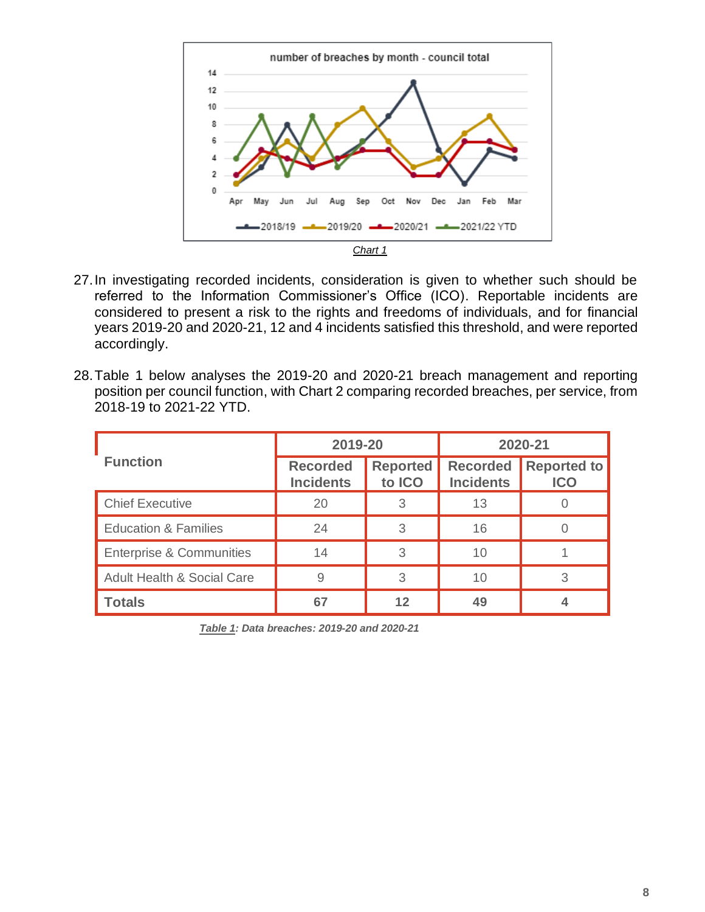Chart 1

27. In investigating recorded incidents, consideration is given to whether such should be referred to the Information Commissioner's Office (ICO). Reportable incidents are considered to present a risk to the rights and freedoms of individuals, and for financial years 2019-20 and 2020-21, 12 and 4 incidents satisfied this threshold, and were reported accordingly.

28. Table 1 below analyses the 2019-20 and 2020-21 breach management and reporting position per council function, with Chart 2 comparing recorded breaches, per service, from 2018-19 to 2021-22 YTD.

| Function | 2019-20 | | 2020-21 | |
|---|---|---|---|---|
| | Recorded Incidents | Reported to ICO | Recorded Incidents | Reported to ICO |
| Chief Executive | 20 | 3 | 13 | 0 |
| Education & Families | 24 | 3 | 16 | 0 |
| Enterprise & Communities | 14 | 3 | 10 | 1 |
| Adult Health & Social Care | 9 | 3 | 10 | 3 |
| **Totals** | **67** | **12** | **49** | **4** |

***Table 1*: Data breaches: 2019-20 and 2020-21**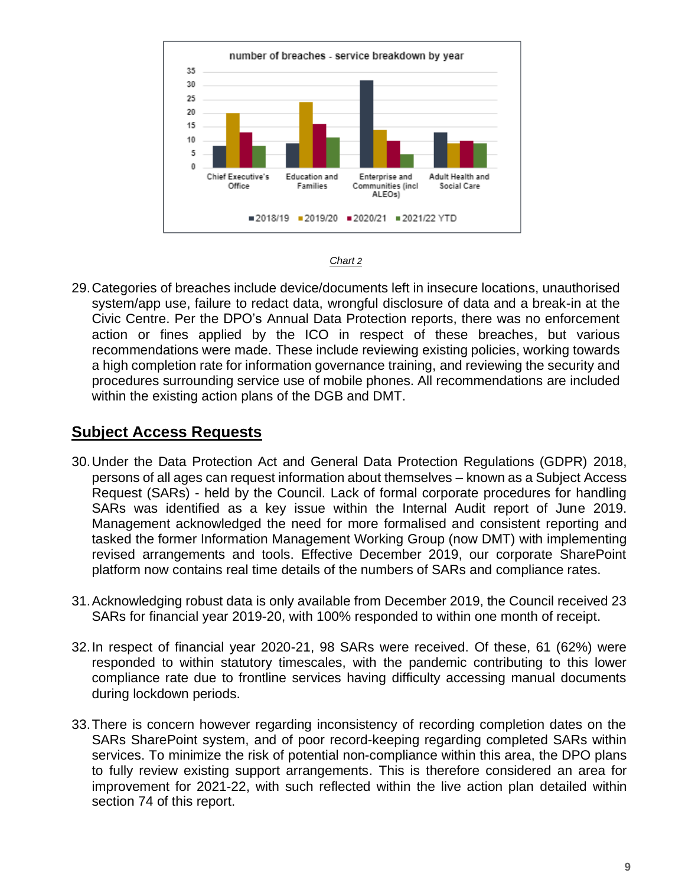Chart 2

29. Categories of breaches include device/documents left in insecure locations, unauthorised system/app use, failure to redact data, wrongful disclosure of data and a break-in at the Civic Centre. Per the DPO's Annual Data Protection reports, there was no enforcement action or fines applied by the ICO in respect of these breaches, but various recommendations were made. These include reviewing existing policies, working towards a high completion rate for information governance training, and reviewing the security and procedures surrounding service use of mobile phones. All recommendations are included within the existing action plans of the DGB and DMT.

## Subject Access Requests

30. Under the Data Protection Act and General Data Protection Regulations (GDPR) 2018, persons of all ages can request information about themselves – known as a Subject Access Request (SARs) - held by the Council. Lack of formal corporate procedures for handling SARs was identified as a key issue within the Internal Audit report of June 2019. Management acknowledged the need for more formalised and consistent reporting and tasked the former Information Management Working Group (now DMT) with implementing revised arrangements and tools. Effective December 2019, our corporate SharePoint platform now contains real time details of the numbers of SARs and compliance rates.

31. Acknowledging robust data is only available from December 2019, the Council received 23 SARs for financial year 2019-20, with 100% responded to within one month of receipt.

32. In respect of financial year 2020-21, 98 SARs were received. Of these, 61 (62%) were responded to within statutory timescales, with the pandemic contributing to this lower compliance rate due to frontline services having difficulty accessing manual documents during lockdown periods.

33. There is concern however regarding inconsistency of recording completion dates on the SARs SharePoint system, and of poor record-keeping regarding completed SARs within services. To minimize the risk of potential non-compliance within this area, the DPO plans to fully review existing support arrangements. This is therefore considered an area for improvement for 2021-22, with such reflected within the live action plan detailed within section 74 of this report.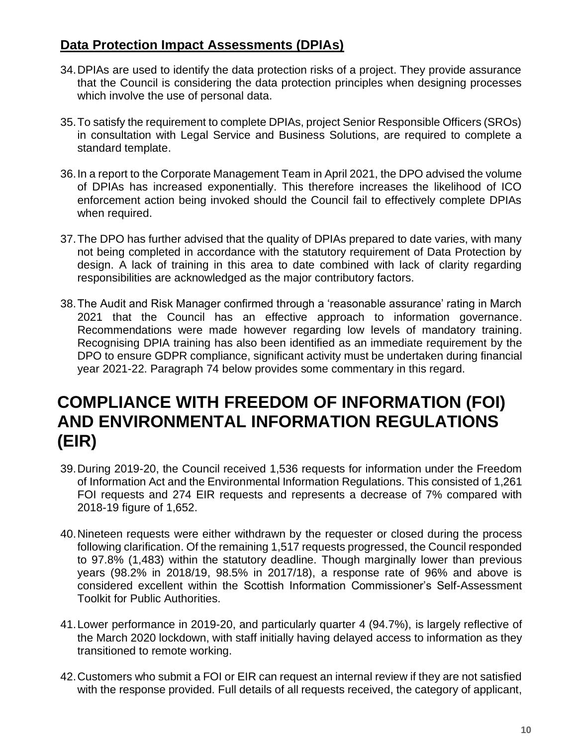## Data Protection Impact Assessments (DPIAs)

34. DPIAs are used to identify the data protection risks of a project. They provide assurance that the Council is considering the data protection principles when designing processes which involve the use of personal data.

35. To satisfy the requirement to complete DPIAs, project Senior Responsible Officers (SROs) in consultation with Legal Service and Business Solutions, are required to complete a standard template.

36. In a report to the Corporate Management Team in April 2021, the DPO advised the volume of DPIAs has increased exponentially. This therefore increases the likelihood of ICO enforcement action being invoked should the Council fail to effectively complete DPIAs when required.

37. The DPO has further advised that the quality of DPIAs prepared to date varies, with many not being completed in accordance with the statutory requirement of Data Protection by design. A lack of training in this area to date combined with lack of clarity regarding responsibilities are acknowledged as the major contributory factors.

38. The Audit and Risk Manager confirmed through a 'reasonable assurance' rating in March 2021 that the Council has an effective approach to information governance. Recommendations were made however regarding low levels of mandatory training. Recognising DPIA training has also been identified as an immediate requirement by the DPO to ensure GDPR compliance, significant activity must be undertaken during financial year 2021-22. Paragraph 74 below provides some commentary in this regard.

# COMPLIANCE WITH FREEDOM OF INFORMATION (FOI) AND ENVIRONMENTAL INFORMATION REGULATIONS (EIR)

39. During 2019-20, the Council received 1,536 requests for information under the Freedom of Information Act and the Environmental Information Regulations. This consisted of 1,261 FOI requests and 274 EIR requests and represents a decrease of 7% compared with 2018-19 figure of 1,652.

40. Nineteen requests were either withdrawn by the requester or closed during the process following clarification. Of the remaining 1,517 requests progressed, the Council responded to 97.8% (1,483) within the statutory deadline. Though marginally lower than previous years (98.2% in 2018/19, 98.5% in 2017/18), a response rate of 96% and above is considered excellent within the Scottish Information Commissioner's Self-Assessment Toolkit for Public Authorities.

41. Lower performance in 2019-20, and particularly quarter 4 (94.7%), is largely reflective of the March 2020 lockdown, with staff initially having delayed access to information as they transitioned to remote working.

42. Customers who submit a FOI or EIR can request an internal review if they are not satisfied with the response provided. Full details of all requests received, the category of applicant,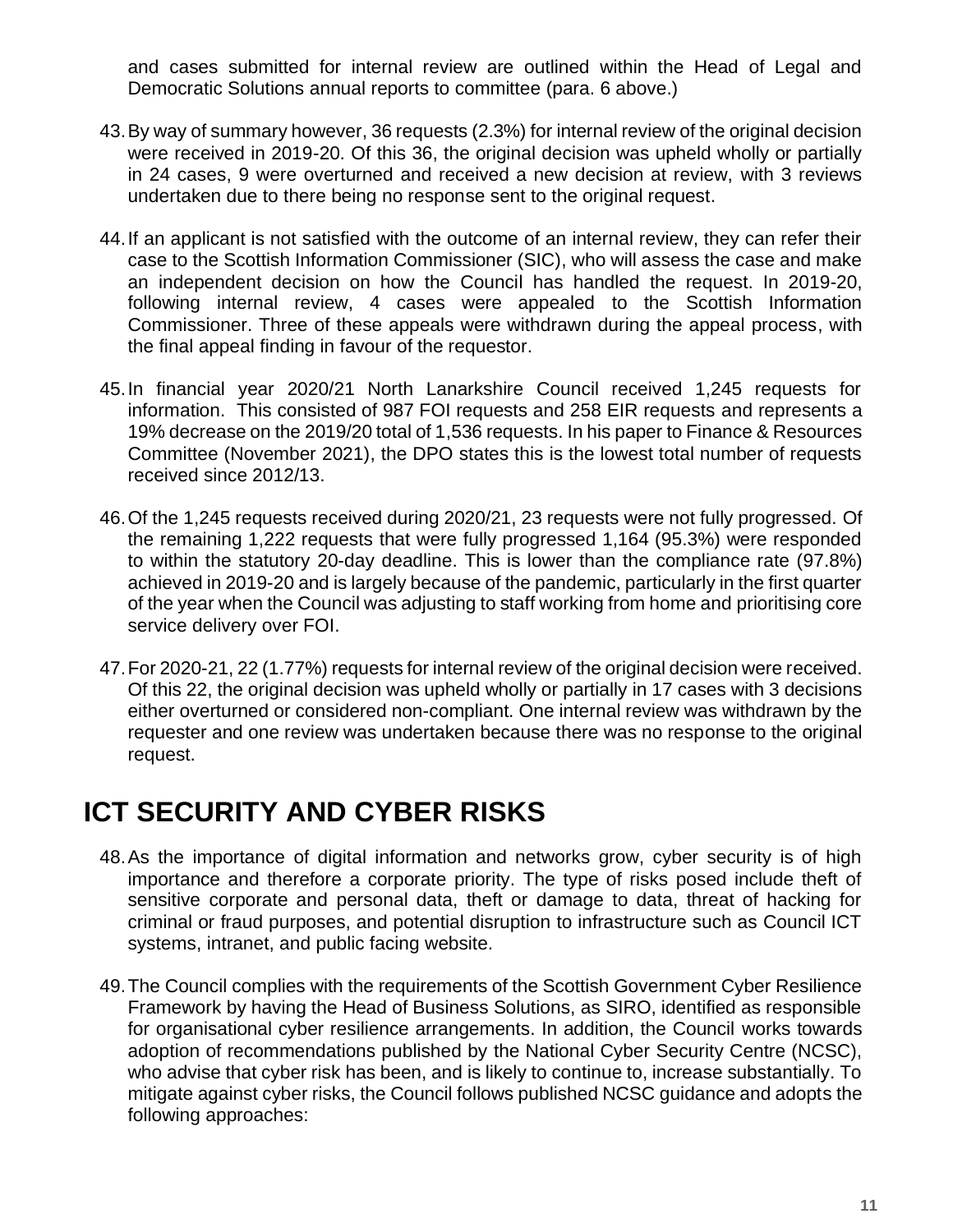and cases submitted for internal review are outlined within the Head of Legal and Democratic Solutions annual reports to committee (para. 6 above.)

43. By way of summary however, 36 requests (2.3%) for internal review of the original decision were received in 2019-20. Of this 36, the original decision was upheld wholly or partially in 24 cases, 9 were overturned and received a new decision at review, with 3 reviews undertaken due to there being no response sent to the original request.

44. If an applicant is not satisfied with the outcome of an internal review, they can refer their case to the Scottish Information Commissioner (SIC), who will assess the case and make an independent decision on how the Council has handled the request. In 2019-20, following internal review, 4 cases were appealed to the Scottish Information Commissioner. Three of these appeals were withdrawn during the appeal process, with the final appeal finding in favour of the requestor.

45. In financial year 2020/21 North Lanarkshire Council received 1,245 requests for information. This consisted of 987 FOI requests and 258 EIR requests and represents a 19% decrease on the 2019/20 total of 1,536 requests. In his paper to Finance & Resources Committee (November 2021), the DPO states this is the lowest total number of requests received since 2012/13.

46. Of the 1,245 requests received during 2020/21, 23 requests were not fully progressed. Of the remaining 1,222 requests that were fully progressed 1,164 (95.3%) were responded to within the statutory 20-day deadline. This is lower than the compliance rate (97.8%) achieved in 2019-20 and is largely because of the pandemic, particularly in the first quarter of the year when the Council was adjusting to staff working from home and prioritising core service delivery over FOI.

47. For 2020-21, 22 (1.77%) requests for internal review of the original decision were received. Of this 22, the original decision was upheld wholly or partially in 17 cases with 3 decisions either overturned or considered non-compliant. One internal review was withdrawn by the requester and one review was undertaken because there was no response to the original request.

# ICT SECURITY AND CYBER RISKS

48. As the importance of digital information and networks grow, cyber security is of high importance and therefore a corporate priority. The type of risks posed include theft of sensitive corporate and personal data, theft or damage to data, threat of hacking for criminal or fraud purposes, and potential disruption to infrastructure such as Council ICT systems, intranet, and public facing website.

49. The Council complies with the requirements of the Scottish Government Cyber Resilience Framework by having the Head of Business Solutions, as SIRO, identified as responsible for organisational cyber resilience arrangements. In addition, the Council works towards adoption of recommendations published by the National Cyber Security Centre (NCSC), who advise that cyber risk has been, and is likely to continue to, increase substantially. To mitigate against cyber risks, the Council follows published NCSC guidance and adopts the following approaches: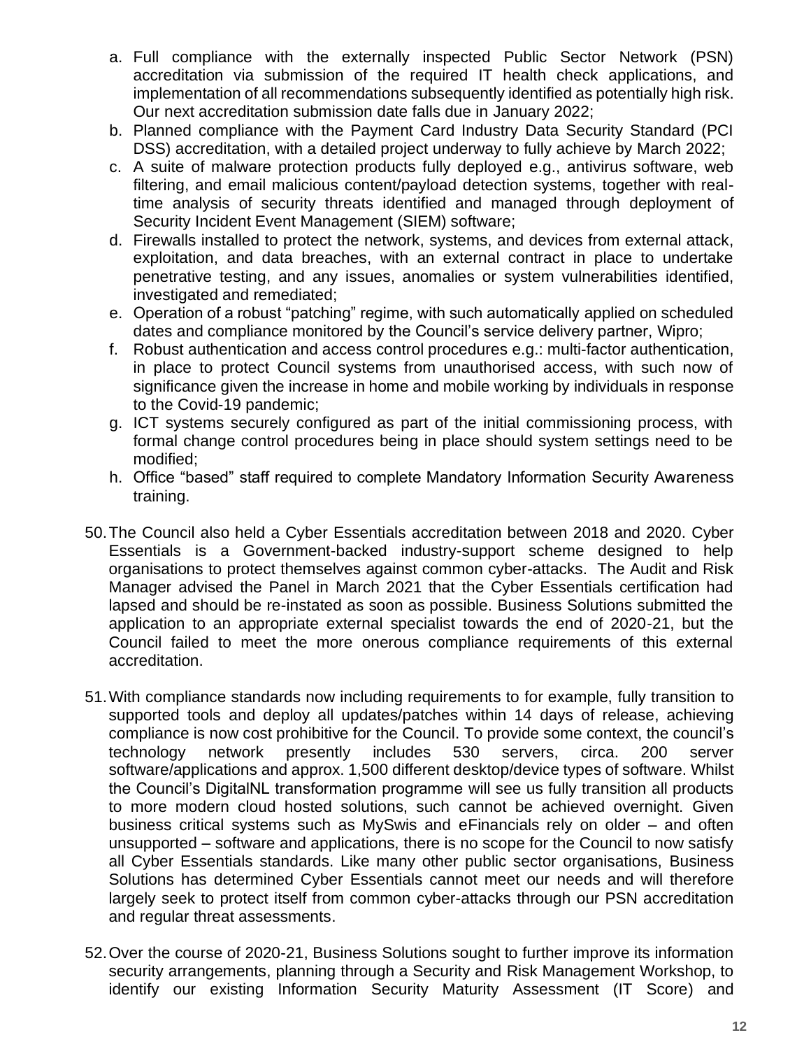a. Full compliance with the externally inspected Public Sector Network (PSN) accreditation via submission of the required IT health check applications, and implementation of all recommendations subsequently identified as potentially high risk. Our next accreditation submission date falls due in January 2022;
b. Planned compliance with the Payment Card Industry Data Security Standard (PCI DSS) accreditation, with a detailed project underway to fully achieve by March 2022;
c. A suite of malware protection products fully deployed e.g., antivirus software, web filtering, and email malicious content/payload detection systems, together with real-time analysis of security threats identified and managed through deployment of Security Incident Event Management (SIEM) software;
d. Firewalls installed to protect the network, systems, and devices from external attack, exploitation, and data breaches, with an external contract in place to undertake penetrative testing, and any issues, anomalies or system vulnerabilities identified, investigated and remediated;
e. Operation of a robust "patching" regime, with such automatically applied on scheduled dates and compliance monitored by the Council's service delivery partner, Wipro;
f. Robust authentication and access control procedures e.g.: multi-factor authentication, in place to protect Council systems from unauthorised access, with such now of significance given the increase in home and mobile working by individuals in response to the Covid-19 pandemic;
g. ICT systems securely configured as part of the initial commissioning process, with formal change control procedures being in place should system settings need to be modified;
h. Office "based" staff required to complete Mandatory Information Security Awareness training.

50. The Council also held a Cyber Essentials accreditation between 2018 and 2020. Cyber Essentials is a Government-backed industry-support scheme designed to help organisations to protect themselves against common cyber-attacks. The Audit and Risk Manager advised the Panel in March 2021 that the Cyber Essentials certification had lapsed and should be re-instated as soon as possible. Business Solutions submitted the application to an appropriate external specialist towards the end of 2020-21, but the Council failed to meet the more onerous compliance requirements of this external accreditation.

51. With compliance standards now including requirements to for example, fully transition to supported tools and deploy all updates/patches within 14 days of release, achieving compliance is now cost prohibitive for the Council. To provide some context, the council's technology network presently includes 530 servers, circa. 200 server software/applications and approx. 1,500 different desktop/device types of software. Whilst the Council's DigitalNL transformation programme will see us fully transition all products to more modern cloud hosted solutions, such cannot be achieved overnight. Given business critical systems such as MySwis and eFinancials rely on older – and often unsupported – software and applications, there is no scope for the Council to now satisfy all Cyber Essentials standards. Like many other public sector organisations, Business Solutions has determined Cyber Essentials cannot meet our needs and will therefore largely seek to protect itself from common cyber-attacks through our PSN accreditation and regular threat assessments.

52. Over the course of 2020-21, Business Solutions sought to further improve its information security arrangements, planning through a Security and Risk Management Workshop, to identify our existing Information Security Maturity Assessment (IT Score) and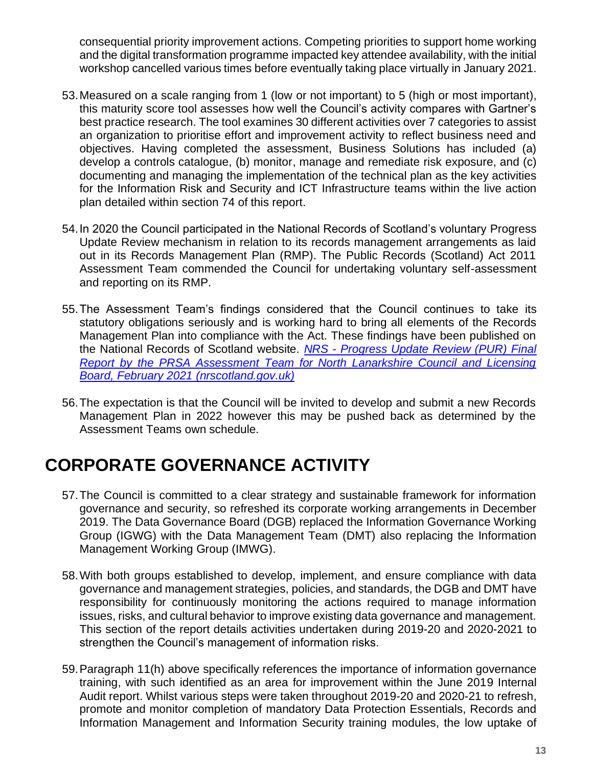consequential priority improvement actions. Competing priorities to support home working and the digital transformation programme impacted key attendee availability, with the initial workshop cancelled various times before eventually taking place virtually in January 2021.

53. Measured on a scale ranging from 1 (low or not important) to 5 (high or most important), this maturity score tool assesses how well the Council's activity compares with Gartner's best practice research. The tool examines 30 different activities over 7 categories to assist an organization to prioritise effort and improvement activity to reflect business need and objectives. Having completed the assessment, Business Solutions has included (a) develop a controls catalogue, (b) monitor, manage and remediate risk exposure, and (c) documenting and managing the implementation of the technical plan as the key activities for the Information Risk and Security and ICT Infrastructure teams within the live action plan detailed within section 74 of this report.

54. In 2020 the Council participated in the National Records of Scotland's voluntary Progress Update Review mechanism in relation to its records management arrangements as laid out in its Records Management Plan (RMP). The Public Records (Scotland) Act 2011 Assessment Team commended the Council for undertaking voluntary self-assessment and reporting on its RMP.

55. The Assessment Team's findings considered that the Council continues to take its statutory obligations seriously and is working hard to bring all elements of the Records Management Plan into compliance with the Act. These findings have been published on the National Records of Scotland website. *NRS - Progress Update Review (PUR) Final Report by the PRSA Assessment Team for North Lanarkshire Council and Licensing Board, February 2021 (nrscotland.gov.uk)*

56. The expectation is that the Council will be invited to develop and submit a new Records Management Plan in 2022 however this may be pushed back as determined by the Assessment Teams own schedule.

# CORPORATE GOVERNANCE ACTIVITY

57. The Council is committed to a clear strategy and sustainable framework for information governance and security, so refreshed its corporate working arrangements in December 2019. The Data Governance Board (DGB) replaced the Information Governance Working Group (IGWG) with the Data Management Team (DMT) also replacing the Information Management Working Group (IMWG).

58. With both groups established to develop, implement, and ensure compliance with data governance and management strategies, policies, and standards, the DGB and DMT have responsibility for continuously monitoring the actions required to manage information issues, risks, and cultural behavior to improve existing data governance and management. This section of the report details activities undertaken during 2019-20 and 2020-2021 to strengthen the Council's management of information risks.

59. Paragraph 11(h) above specifically references the importance of information governance training, with such identified as an area for improvement within the June 2019 Internal Audit report. Whilst various steps were taken throughout 2019-20 and 2020-21 to refresh, promote and monitor completion of mandatory Data Protection Essentials, Records and Information Management and Information Security training modules, the low uptake of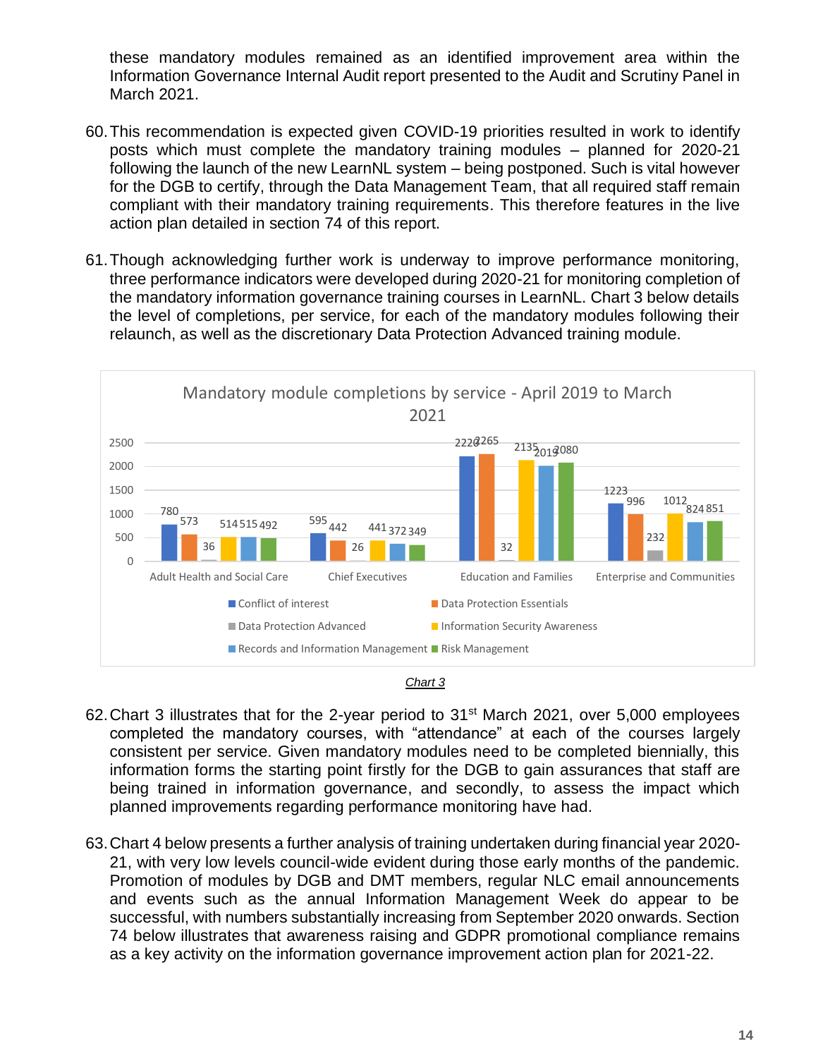these mandatory modules remained as an identified improvement area within the Information Governance Internal Audit report presented to the Audit and Scrutiny Panel in March 2021.

60. This recommendation is expected given COVID-19 priorities resulted in work to identify posts which must complete the mandatory training modules – planned for 2020-21 following the launch of the new LearnNL system – being postponed. Such is vital however for the DGB to certify, through the Data Management Team, that all required staff remain compliant with their mandatory training requirements. This therefore features in the live action plan detailed in section 74 of this report.

61. Though acknowledging further work is underway to improve performance monitoring, three performance indicators were developed during 2020-21 for monitoring completion of the mandatory information governance training courses in LearnNL. Chart 3 below details the level of completions, per service, for each of the mandatory modules following their relaunch, as well as the discretionary Data Protection Advanced training module.

**Mandatory module completions by service - April 2019 to March 2021**

| Service | Conflict of interest | Data Protection Essentials | Data Protection Advanced | Information Security Awareness | Records and Information Management | Risk Management |
|---|---|---|---|---|---|---|
| Adult Health and Social Care | 780 | 573 | 36 | 514 | 515 | 492 |
| Chief Executives | 595 | 442 | 26 | 441 | 372 | 349 |
| Education and Families | 2220 | 2265 | 32 | 2135 | 2019 | 2080 |
| Enterprise and Communities | 1223 | 996 | 232 | 1012 | 824 | 851 |

*Chart 3*

62. Chart 3 illustrates that for the 2-year period to 31st March 2021, over 5,000 employees completed the mandatory courses, with "attendance" at each of the courses largely consistent per service. Given mandatory modules need to be completed biennially, this information forms the starting point firstly for the DGB to gain assurances that staff are being trained in information governance, and secondly, to assess the impact which planned improvements regarding performance monitoring have had.

63. Chart 4 below presents a further analysis of training undertaken during financial year 2020-21, with very low levels council-wide evident during those early months of the pandemic. Promotion of modules by DGB and DMT members, regular NLC email announcements and events such as the annual Information Management Week do appear to be successful, with numbers substantially increasing from September 2020 onwards. Section 74 below illustrates that awareness raising and GDPR promotional compliance remains as a key activity on the information governance improvement action plan for 2021-22.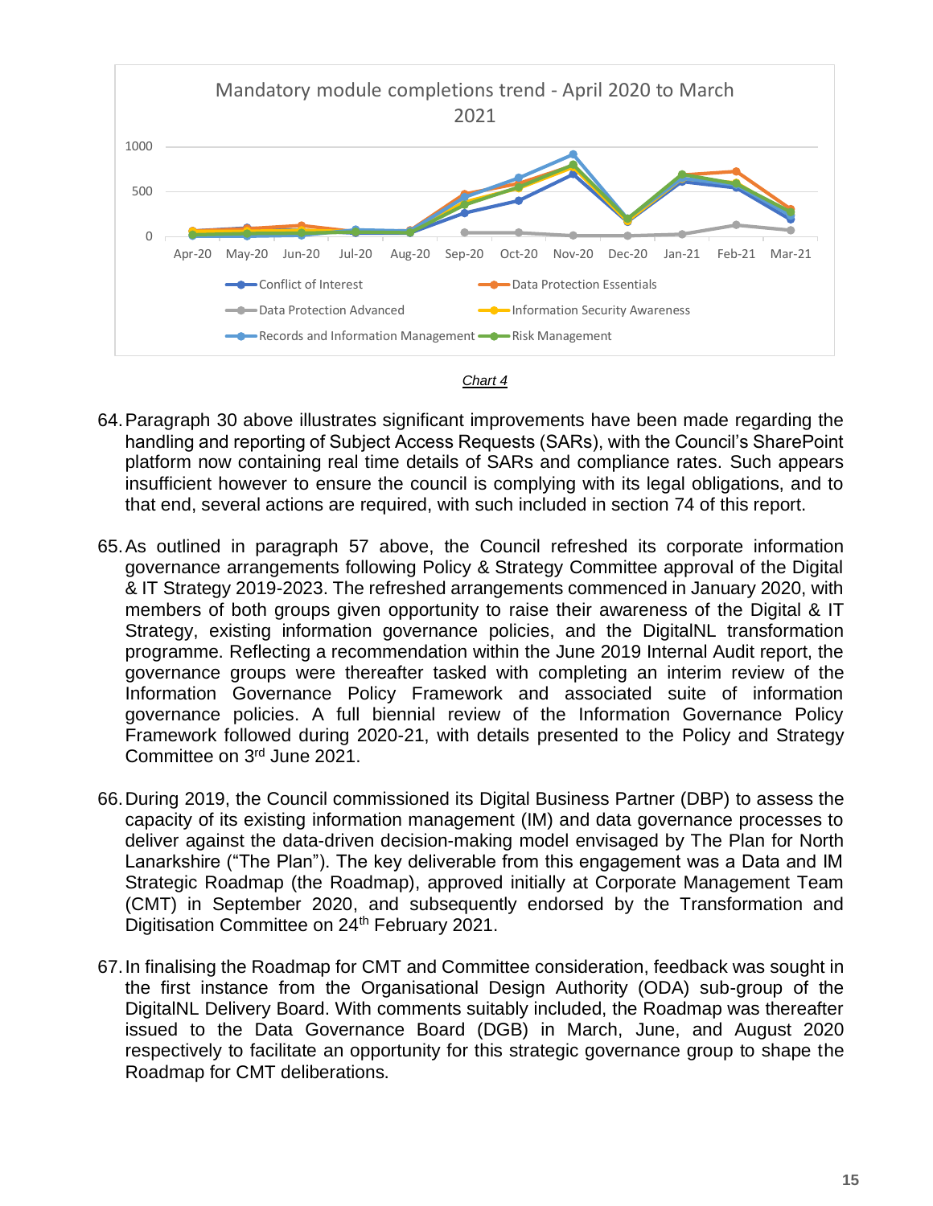Chart 4

64. Paragraph 30 above illustrates significant improvements have been made regarding the handling and reporting of Subject Access Requests (SARs), with the Council's SharePoint platform now containing real time details of SARs and compliance rates. Such appears insufficient however to ensure the council is complying with its legal obligations, and to that end, several actions are required, with such included in section 74 of this report.

65. As outlined in paragraph 57 above, the Council refreshed its corporate information governance arrangements following Policy & Strategy Committee approval of the Digital & IT Strategy 2019-2023. The refreshed arrangements commenced in January 2020, with members of both groups given opportunity to raise their awareness of the Digital & IT Strategy, existing information governance policies, and the DigitalNL transformation programme. Reflecting a recommendation within the June 2019 Internal Audit report, the governance groups were thereafter tasked with completing an interim review of the Information Governance Policy Framework and associated suite of information governance policies. A full biennial review of the Information Governance Policy Framework followed during 2020-21, with details presented to the Policy and Strategy Committee on 3rd June 2021.

66. During 2019, the Council commissioned its Digital Business Partner (DBP) to assess the capacity of its existing information management (IM) and data governance processes to deliver against the data-driven decision-making model envisaged by The Plan for North Lanarkshire ("The Plan"). The key deliverable from this engagement was a Data and IM Strategic Roadmap (the Roadmap), approved initially at Corporate Management Team (CMT) in September 2020, and subsequently endorsed by the Transformation and Digitisation Committee on 24th February 2021.

67. In finalising the Roadmap for CMT and Committee consideration, feedback was sought in the first instance from the Organisational Design Authority (ODA) sub-group of the DigitalNL Delivery Board. With comments suitably included, the Roadmap was thereafter issued to the Data Governance Board (DGB) in March, June, and August 2020 respectively to facilitate an opportunity for this strategic governance group to shape the Roadmap for CMT deliberations.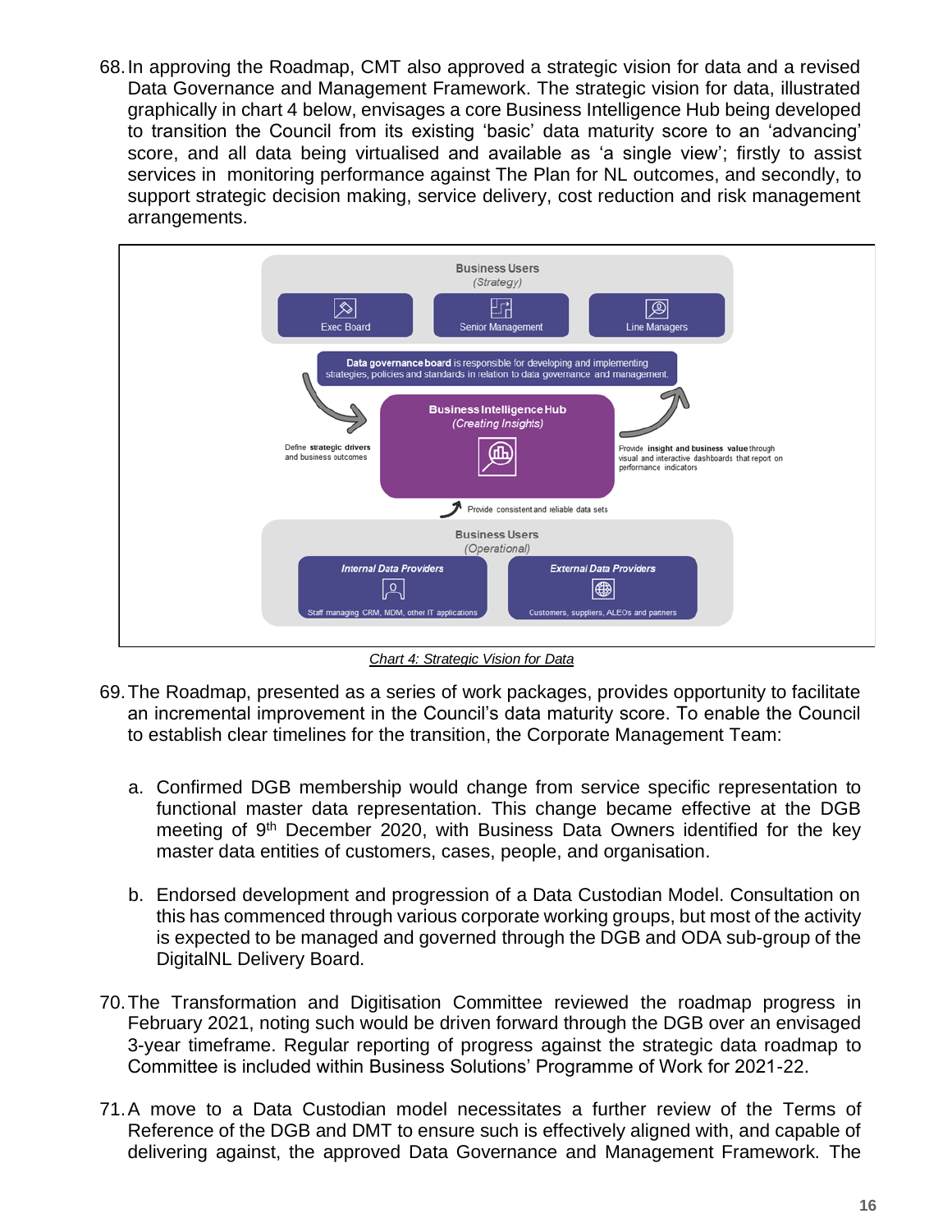68. In approving the Roadmap, CMT also approved a strategic vision for data and a revised Data Governance and Management Framework. The strategic vision for data, illustrated graphically in chart 4 below, envisages a core Business Intelligence Hub being developed to transition the Council from its existing 'basic' data maturity score to an 'advancing' score, and all data being virtualised and available as 'a single view'; firstly to assist services in monitoring performance against The Plan for NL outcomes, and secondly, to support strategic decision making, service delivery, cost reduction and risk management arrangements.

Business Users
(Strategy)

Exec Board | Senior Management | Line Managers

**Data governance board** is responsible for developing and implementing strategies, policies and standards in relation to data governance and management.

Define **strategic drivers** and business outcomes

**Business Intelligence Hub**
*(Creating Insights)*

Provide **insight and business value** through visual and interactive dashboards that report on performance indicators

Provide consistent and reliable data sets

Business Users
(Operational)

*Internal Data Providers* — Staff managing CRM, MDM, other IT applications

*External Data Providers* — Customers, suppliers, ALEOs and partners

*Chart 4: Strategic Vision for Data*

69. The Roadmap, presented as a series of work packages, provides opportunity to facilitate an incremental improvement in the Council's data maturity score. To enable the Council to establish clear timelines for the transition, the Corporate Management Team:

    a. Confirmed DGB membership would change from service specific representation to functional master data representation. This change became effective at the DGB meeting of 9th December 2020, with Business Data Owners identified for the key master data entities of customers, cases, people, and organisation.

    b. Endorsed development and progression of a Data Custodian Model. Consultation on this has commenced through various corporate working groups, but most of the activity is expected to be managed and governed through the DGB and ODA sub-group of the DigitalNL Delivery Board.

70. The Transformation and Digitisation Committee reviewed the roadmap progress in February 2021, noting such would be driven forward through the DGB over an envisaged 3-year timeframe. Regular reporting of progress against the strategic data roadmap to Committee is included within Business Solutions' Programme of Work for 2021-22.

71. A move to a Data Custodian model necessitates a further review of the Terms of Reference of the DGB and DMT to ensure such is effectively aligned with, and capable of delivering against, the approved Data Governance and Management Framework. The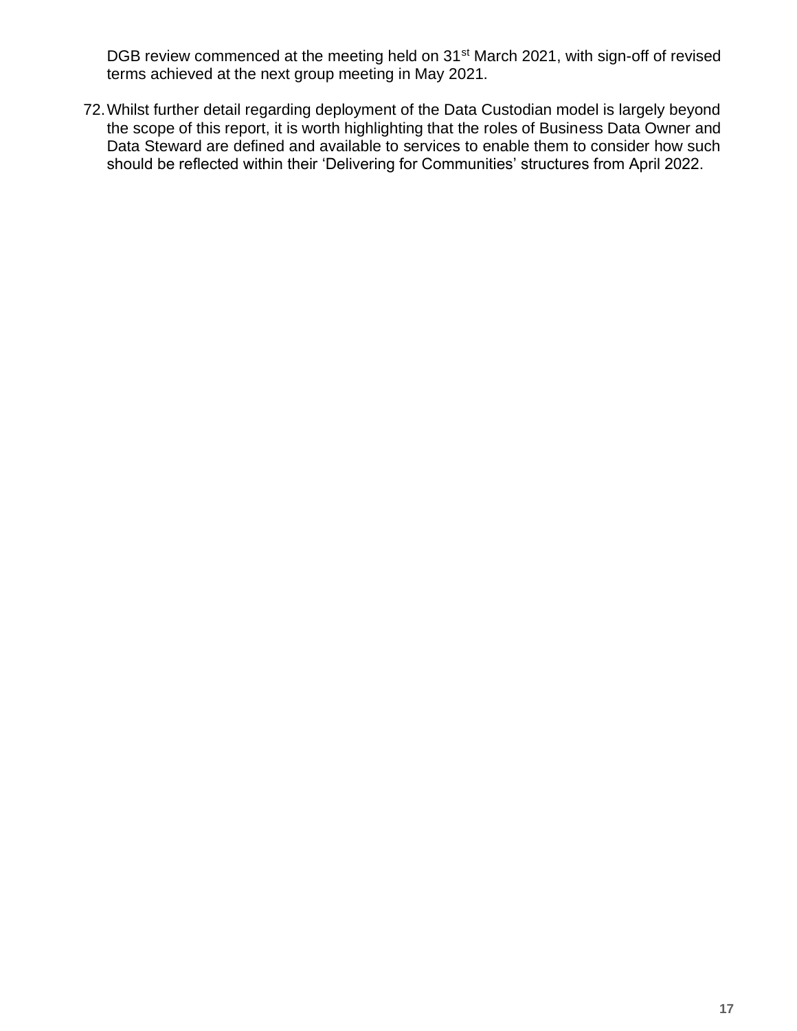DGB review commenced at the meeting held on 31st March 2021, with sign-off of revised terms achieved at the next group meeting in May 2021.

72. Whilst further detail regarding deployment of the Data Custodian model is largely beyond the scope of this report, it is worth highlighting that the roles of Business Data Owner and Data Steward are defined and available to services to enable them to consider how such should be reflected within their 'Delivering for Communities' structures from April 2022.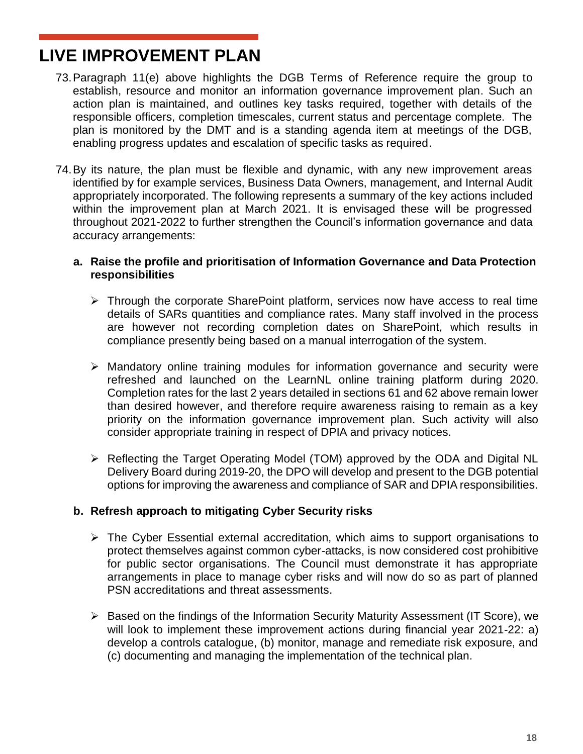# LIVE IMPROVEMENT PLAN

73. Paragraph 11(e) above highlights the DGB Terms of Reference require the group to establish, resource and monitor an information governance improvement plan. Such an action plan is maintained, and outlines key tasks required, together with details of the responsible officers, completion timescales, current status and percentage complete. The plan is monitored by the DMT and is a standing agenda item at meetings of the DGB, enabling progress updates and escalation of specific tasks as required.

74. By its nature, the plan must be flexible and dynamic, with any new improvement areas identified by for example services, Business Data Owners, management, and Internal Audit appropriately incorporated. The following represents a summary of the key actions included within the improvement plan at March 2021. It is envisaged these will be progressed throughout 2021-2022 to further strengthen the Council's information governance and data accuracy arrangements:

   **a. Raise the profile and prioritisation of Information Governance and Data Protection responsibilities**

   - Through the corporate SharePoint platform, services now have access to real time details of SARs quantities and compliance rates. Many staff involved in the process are however not recording completion dates on SharePoint, which results in compliance presently being based on a manual interrogation of the system.

   - Mandatory online training modules for information governance and security were refreshed and launched on the LearnNL online training platform during 2020. Completion rates for the last 2 years detailed in sections 61 and 62 above remain lower than desired however, and therefore require awareness raising to remain as a key priority on the information governance improvement plan. Such activity will also consider appropriate training in respect of DPIA and privacy notices.

   - Reflecting the Target Operating Model (TOM) approved by the ODA and Digital NL Delivery Board during 2019-20, the DPO will develop and present to the DGB potential options for improving the awareness and compliance of SAR and DPIA responsibilities.

   **b. Refresh approach to mitigating Cyber Security risks**

   - The Cyber Essential external accreditation, which aims to support organisations to protect themselves against common cyber-attacks, is now considered cost prohibitive for public sector organisations. The Council must demonstrate it has appropriate arrangements in place to manage cyber risks and will now do so as part of planned PSN accreditations and threat assessments.

   - Based on the findings of the Information Security Maturity Assessment (IT Score), we will look to implement these improvement actions during financial year 2021-22: a) develop a controls catalogue, (b) monitor, manage and remediate risk exposure, and (c) documenting and managing the implementation of the technical plan.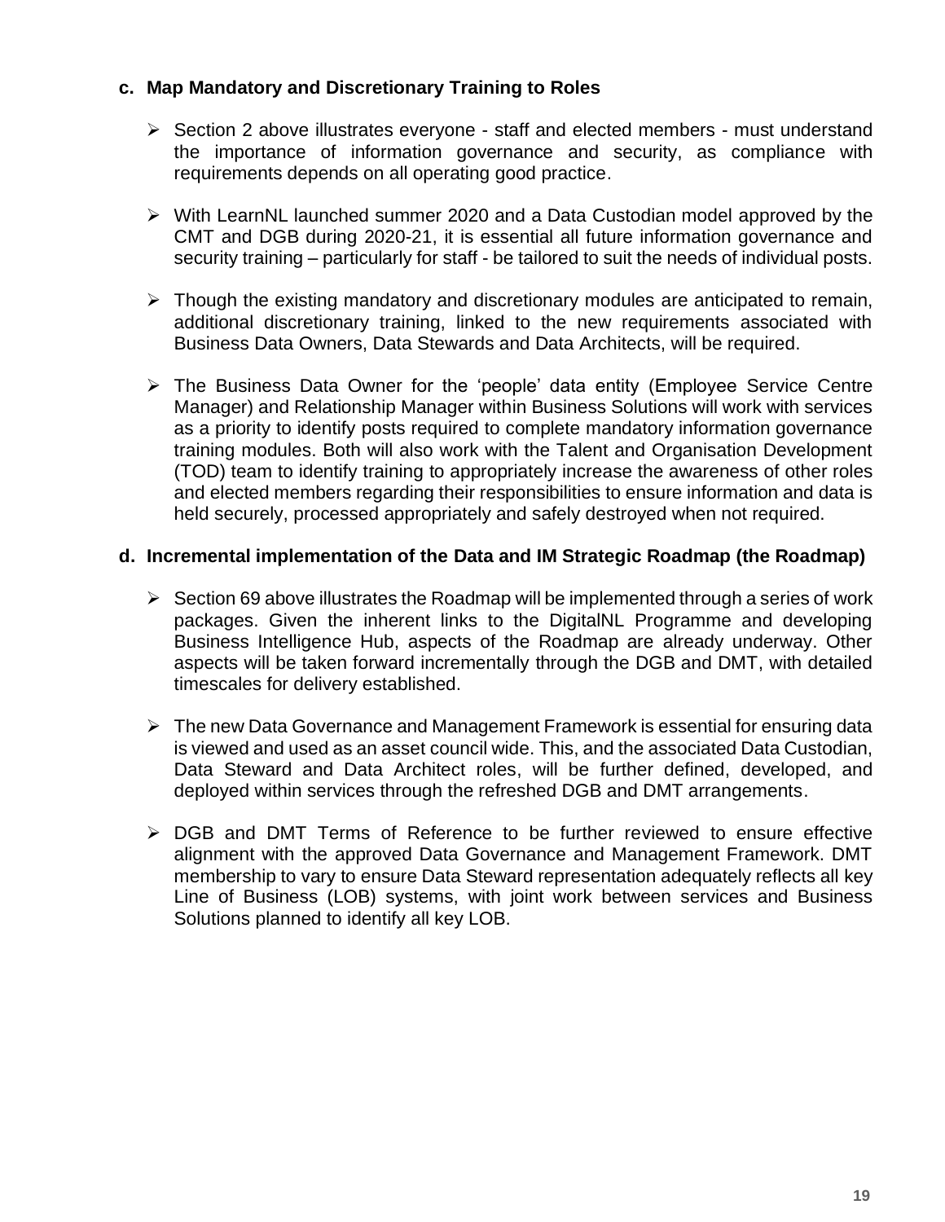### c. Map Mandatory and Discretionary Training to Roles

- Section 2 above illustrates everyone - staff and elected members - must understand the importance of information governance and security, as compliance with requirements depends on all operating good practice.
- With LearnNL launched summer 2020 and a Data Custodian model approved by the CMT and DGB during 2020-21, it is essential all future information governance and security training – particularly for staff - be tailored to suit the needs of individual posts.
- Though the existing mandatory and discretionary modules are anticipated to remain, additional discretionary training, linked to the new requirements associated with Business Data Owners, Data Stewards and Data Architects, will be required.
- The Business Data Owner for the 'people' data entity (Employee Service Centre Manager) and Relationship Manager within Business Solutions will work with services as a priority to identify posts required to complete mandatory information governance training modules. Both will also work with the Talent and Organisation Development (TOD) team to identify training to appropriately increase the awareness of other roles and elected members regarding their responsibilities to ensure information and data is held securely, processed appropriately and safely destroyed when not required.

### d. Incremental implementation of the Data and IM Strategic Roadmap (the Roadmap)

- Section 69 above illustrates the Roadmap will be implemented through a series of work packages. Given the inherent links to the DigitalNL Programme and developing Business Intelligence Hub, aspects of the Roadmap are already underway. Other aspects will be taken forward incrementally through the DGB and DMT, with detailed timescales for delivery established.
- The new Data Governance and Management Framework is essential for ensuring data is viewed and used as an asset council wide. This, and the associated Data Custodian, Data Steward and Data Architect roles, will be further defined, developed, and deployed within services through the refreshed DGB and DMT arrangements.
- DGB and DMT Terms of Reference to be further reviewed to ensure effective alignment with the approved Data Governance and Management Framework. DMT membership to vary to ensure Data Steward representation adequately reflects all key Line of Business (LOB) systems, with joint work between services and Business Solutions planned to identify all key LOB.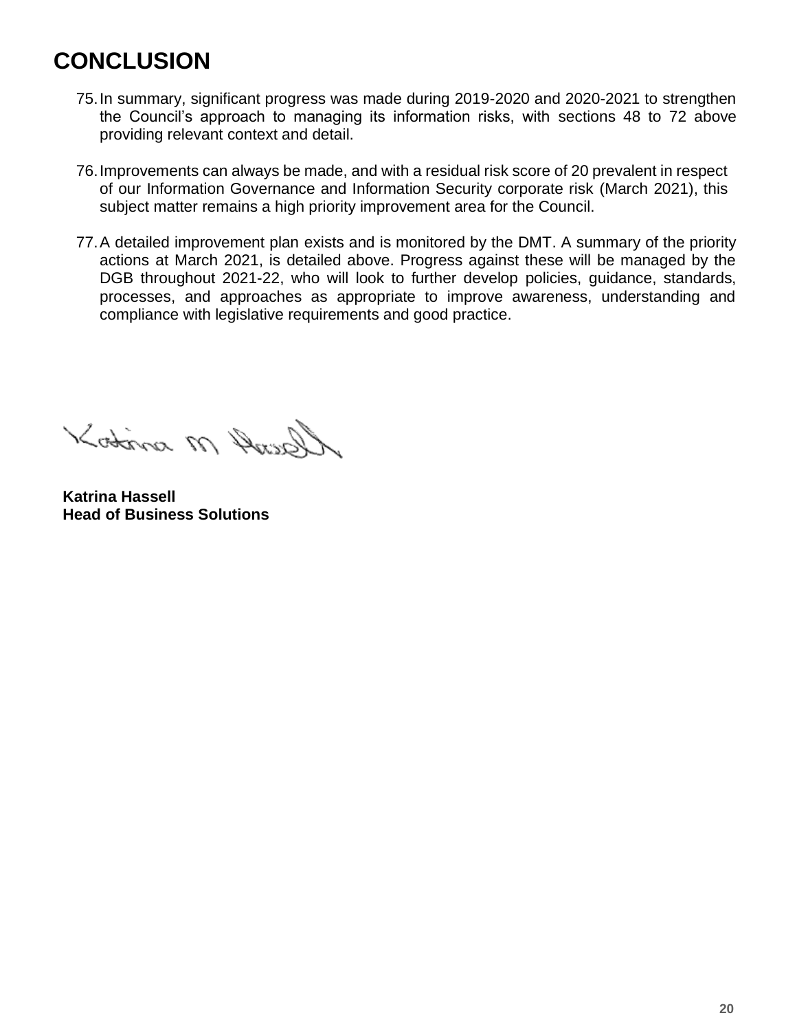# CONCLUSION

75. In summary, significant progress was made during 2019-2020 and 2020-2021 to strengthen the Council's approach to managing its information risks, with sections 48 to 72 above providing relevant context and detail.

76. Improvements can always be made, and with a residual risk score of 20 prevalent in respect of our Information Governance and Information Security corporate risk (March 2021), this subject matter remains a high priority improvement area for the Council.

77. A detailed improvement plan exists and is monitored by the DMT. A summary of the priority actions at March 2021, is detailed above. Progress against these will be managed by the DGB throughout 2021-22, who will look to further develop policies, guidance, standards, processes, and approaches as appropriate to improve awareness, understanding and compliance with legislative requirements and good practice.

Katrina M Hassell

**Katrina Hassell**
**Head of Business Solutions**